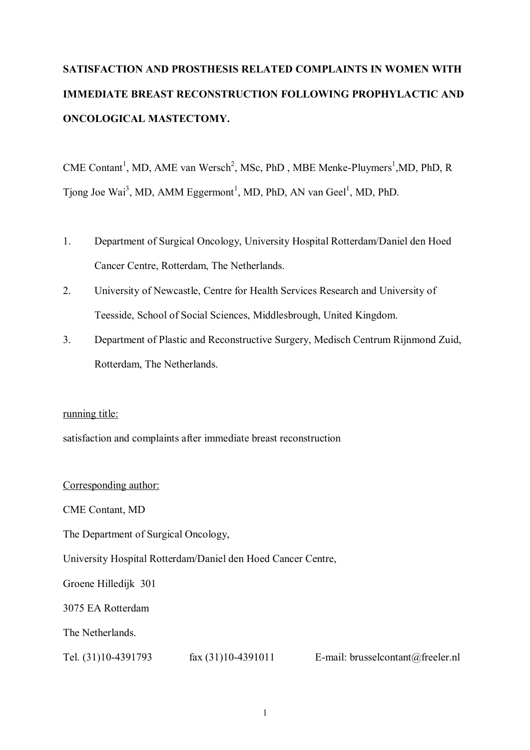# SATISFACTION AND PROSTHESIS RELATED COMPLAINTS IN WOMEN WITH IMMEDIATE BREAST RECONSTRUCTION FOLLOWING PROPHYLACTIC AND ONCOLOGICAL MASTECTOMY.

CME Contant[1], MD, AME van Wersch[2], MSc, PhD , MBE Menke-Pluymers[1],MD, PhD, R Tjong Joe Wai[3], MD, AMM Eggermont[1], MD, PhD, AN van Geel[1], MD, PhD.

1. Department of Surgical Oncology, University Hospital Rotterdam/Daniel den Hoed Cancer Centre, Rotterdam, The Netherlands.
2. University of Newcastle, Centre for Health Services Research and University of Teesside, School of Social Sciences, Middlesbrough, United Kingdom.
3. Department of Plastic and Reconstructive Surgery, Medisch Centrum Rijnmond Zuid, Rotterdam, The Netherlands.

<u>running title:</u>

satisfaction and complaints after immediate breast reconstruction

<u>Corresponding author:</u>

CME Contant, MD

The Department of Surgical Oncology,

University Hospital Rotterdam/Daniel den Hoed Cancer Centre,

Groene Hilledijk 301

3075 EA Rotterdam

The Netherlands.

Tel. (31)10-4391793 fax (31)10-4391011 E-mail: brusselcontant@freeler.nl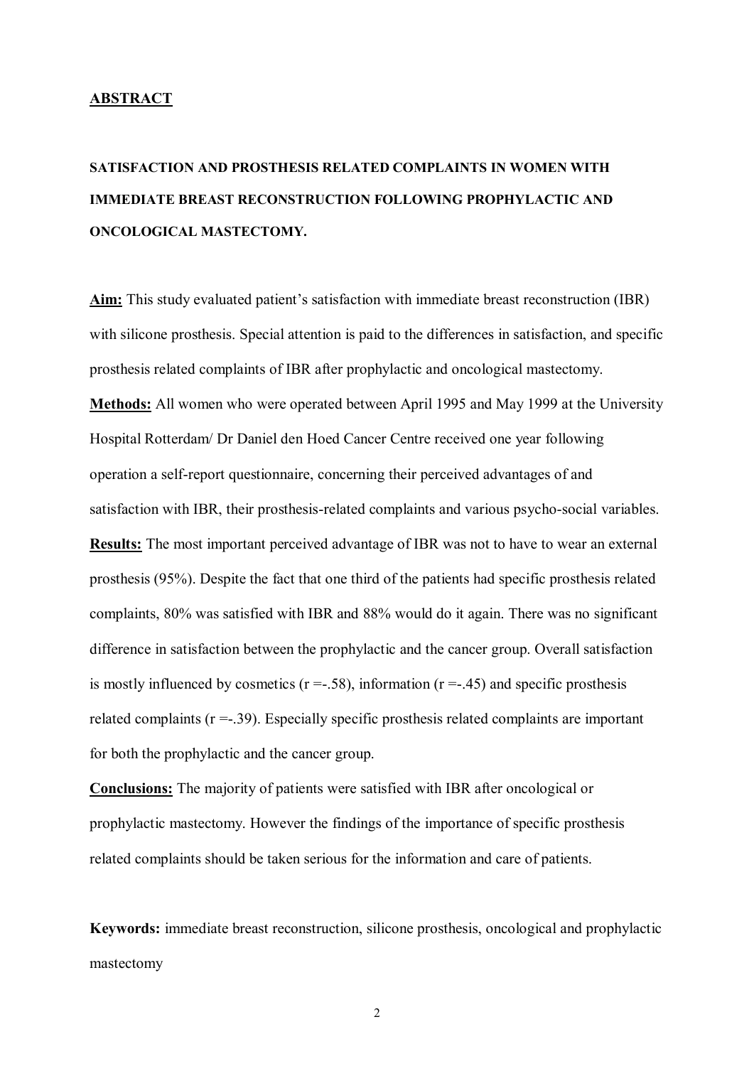## ABSTRACT

### SATISFACTION AND PROSTHESIS RELATED COMPLAINTS IN WOMEN WITH IMMEDIATE BREAST RECONSTRUCTION FOLLOWING PROPHYLACTIC AND ONCOLOGICAL MASTECTOMY.

**Aim:** This study evaluated patient's satisfaction with immediate breast reconstruction (IBR) with silicone prosthesis. Special attention is paid to the differences in satisfaction, and specific prosthesis related complaints of IBR after prophylactic and oncological mastectomy.

**Methods:** All women who were operated between April 1995 and May 1999 at the University Hospital Rotterdam/ Dr Daniel den Hoed Cancer Centre received one year following operation a self-report questionnaire, concerning their perceived advantages of and satisfaction with IBR, their prosthesis-related complaints and various psycho-social variables.

**Results:** The most important perceived advantage of IBR was not to have to wear an external prosthesis (95%). Despite the fact that one third of the patients had specific prosthesis related complaints, 80% was satisfied with IBR and 88% would do it again. There was no significant difference in satisfaction between the prophylactic and the cancer group. Overall satisfaction is mostly influenced by cosmetics ($r = -.58$), information ($r = -.45$) and specific prosthesis related complaints ($r = -.39$). Especially specific prosthesis related complaints are important for both the prophylactic and the cancer group.

**Conclusions:** The majority of patients were satisfied with IBR after oncological or prophylactic mastectomy. However the findings of the importance of specific prosthesis related complaints should be taken serious for the information and care of patients.

**Keywords:** immediate breast reconstruction, silicone prosthesis, oncological and prophylactic mastectomy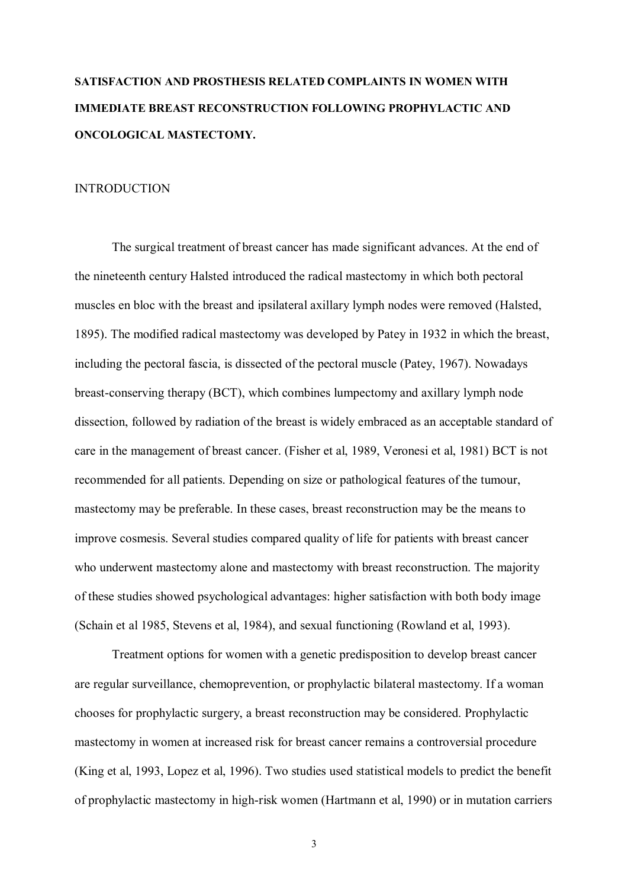# SATISFACTION AND PROSTHESIS RELATED COMPLAINTS IN WOMEN WITH IMMEDIATE BREAST RECONSTRUCTION FOLLOWING PROPHYLACTIC AND ONCOLOGICAL MASTECTOMY.

## INTRODUCTION

The surgical treatment of breast cancer has made significant advances. At the end of the nineteenth century Halsted introduced the radical mastectomy in which both pectoral muscles en bloc with the breast and ipsilateral axillary lymph nodes were removed (Halsted, 1895). The modified radical mastectomy was developed by Patey in 1932 in which the breast, including the pectoral fascia, is dissected of the pectoral muscle (Patey, 1967). Nowadays breast-conserving therapy (BCT), which combines lumpectomy and axillary lymph node dissection, followed by radiation of the breast is widely embraced as an acceptable standard of care in the management of breast cancer. (Fisher et al, 1989, Veronesi et al, 1981) BCT is not recommended for all patients. Depending on size or pathological features of the tumour, mastectomy may be preferable. In these cases, breast reconstruction may be the means to improve cosmesis. Several studies compared quality of life for patients with breast cancer who underwent mastectomy alone and mastectomy with breast reconstruction. The majority of these studies showed psychological advantages: higher satisfaction with both body image (Schain et al 1985, Stevens et al, 1984), and sexual functioning (Rowland et al, 1993).

Treatment options for women with a genetic predisposition to develop breast cancer are regular surveillance, chemoprevention, or prophylactic bilateral mastectomy. If a woman chooses for prophylactic surgery, a breast reconstruction may be considered. Prophylactic mastectomy in women at increased risk for breast cancer remains a controversial procedure (King et al, 1993, Lopez et al, 1996). Two studies used statistical models to predict the benefit of prophylactic mastectomy in high-risk women (Hartmann et al, 1990) or in mutation carriers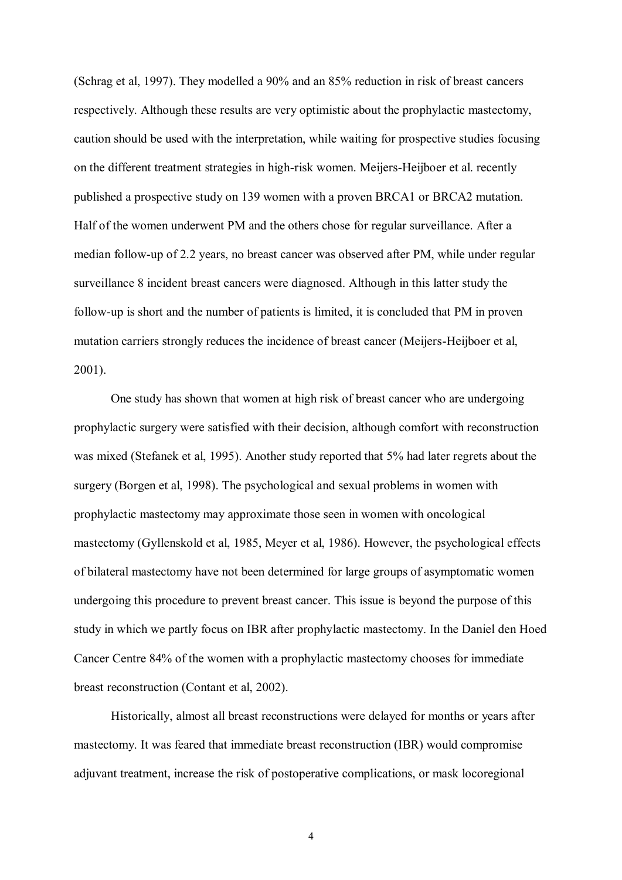(Schrag et al, 1997). They modelled a 90% and an 85% reduction in risk of breast cancers respectively. Although these results are very optimistic about the prophylactic mastectomy, caution should be used with the interpretation, while waiting for prospective studies focusing on the different treatment strategies in high-risk women. Meijers-Heijboer et al. recently published a prospective study on 139 women with a proven BRCA1 or BRCA2 mutation. Half of the women underwent PM and the others chose for regular surveillance. After a median follow-up of 2.2 years, no breast cancer was observed after PM, while under regular surveillance 8 incident breast cancers were diagnosed. Although in this latter study the follow-up is short and the number of patients is limited, it is concluded that PM in proven mutation carriers strongly reduces the incidence of breast cancer (Meijers-Heijboer et al, 2001).

One study has shown that women at high risk of breast cancer who are undergoing prophylactic surgery were satisfied with their decision, although comfort with reconstruction was mixed (Stefanek et al, 1995). Another study reported that 5% had later regrets about the surgery (Borgen et al, 1998). The psychological and sexual problems in women with prophylactic mastectomy may approximate those seen in women with oncological mastectomy (Gyllenskold et al, 1985, Meyer et al, 1986). However, the psychological effects of bilateral mastectomy have not been determined for large groups of asymptomatic women undergoing this procedure to prevent breast cancer. This issue is beyond the purpose of this study in which we partly focus on IBR after prophylactic mastectomy. In the Daniel den Hoed Cancer Centre 84% of the women with a prophylactic mastectomy chooses for immediate breast reconstruction (Contant et al, 2002).

Historically, almost all breast reconstructions were delayed for months or years after mastectomy. It was feared that immediate breast reconstruction (IBR) would compromise adjuvant treatment, increase the risk of postoperative complications, or mask locoregional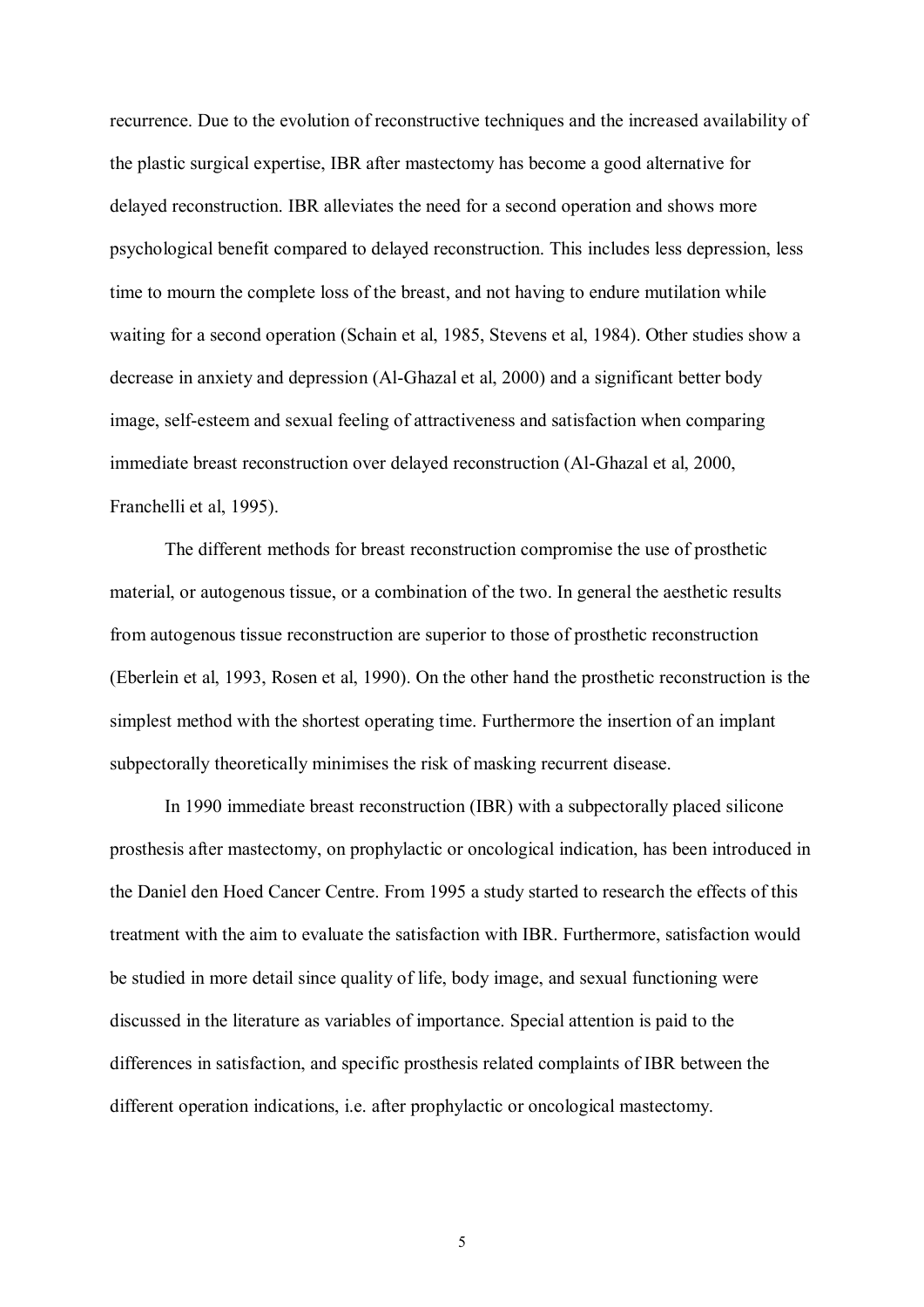recurrence. Due to the evolution of reconstructive techniques and the increased availability of the plastic surgical expertise, IBR after mastectomy has become a good alternative for delayed reconstruction. IBR alleviates the need for a second operation and shows more psychological benefit compared to delayed reconstruction. This includes less depression, less time to mourn the complete loss of the breast, and not having to endure mutilation while waiting for a second operation (Schain et al, 1985, Stevens et al, 1984). Other studies show a decrease in anxiety and depression (Al-Ghazal et al, 2000) and a significant better body image, self-esteem and sexual feeling of attractiveness and satisfaction when comparing immediate breast reconstruction over delayed reconstruction (Al-Ghazal et al, 2000, Franchelli et al, 1995).

The different methods for breast reconstruction compromise the use of prosthetic material, or autogenous tissue, or a combination of the two. In general the aesthetic results from autogenous tissue reconstruction are superior to those of prosthetic reconstruction (Eberlein et al, 1993, Rosen et al, 1990). On the other hand the prosthetic reconstruction is the simplest method with the shortest operating time. Furthermore the insertion of an implant subpectorally theoretically minimises the risk of masking recurrent disease.

In 1990 immediate breast reconstruction (IBR) with a subpectorally placed silicone prosthesis after mastectomy, on prophylactic or oncological indication, has been introduced in the Daniel den Hoed Cancer Centre. From 1995 a study started to research the effects of this treatment with the aim to evaluate the satisfaction with IBR. Furthermore, satisfaction would be studied in more detail since quality of life, body image, and sexual functioning were discussed in the literature as variables of importance. Special attention is paid to the differences in satisfaction, and specific prosthesis related complaints of IBR between the different operation indications, i.e. after prophylactic or oncological mastectomy.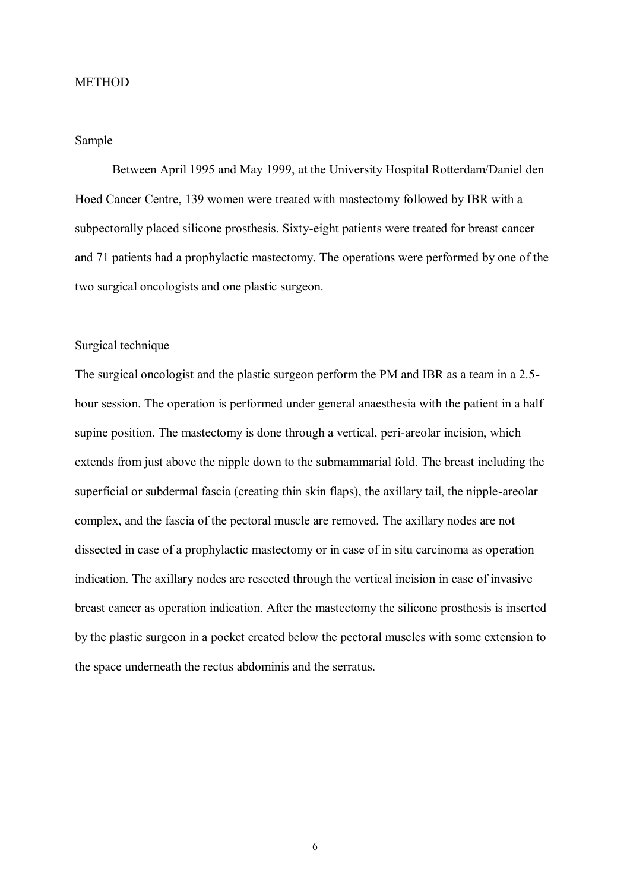## METHOD

### Sample

Between April 1995 and May 1999, at the University Hospital Rotterdam/Daniel den Hoed Cancer Centre, 139 women were treated with mastectomy followed by IBR with a subpectorally placed silicone prosthesis. Sixty-eight patients were treated for breast cancer and 71 patients had a prophylactic mastectomy. The operations were performed by one of the two surgical oncologists and one plastic surgeon.

### Surgical technique

The surgical oncologist and the plastic surgeon perform the PM and IBR as a team in a 2.5-hour session. The operation is performed under general anaesthesia with the patient in a half supine position. The mastectomy is done through a vertical, peri-areolar incision, which extends from just above the nipple down to the submammarial fold. The breast including the superficial or subdermal fascia (creating thin skin flaps), the axillary tail, the nipple-areolar complex, and the fascia of the pectoral muscle are removed. The axillary nodes are not dissected in case of a prophylactic mastectomy or in case of in situ carcinoma as operation indication. The axillary nodes are resected through the vertical incision in case of invasive breast cancer as operation indication. After the mastectomy the silicone prosthesis is inserted by the plastic surgeon in a pocket created below the pectoral muscles with some extension to the space underneath the rectus abdominis and the serratus.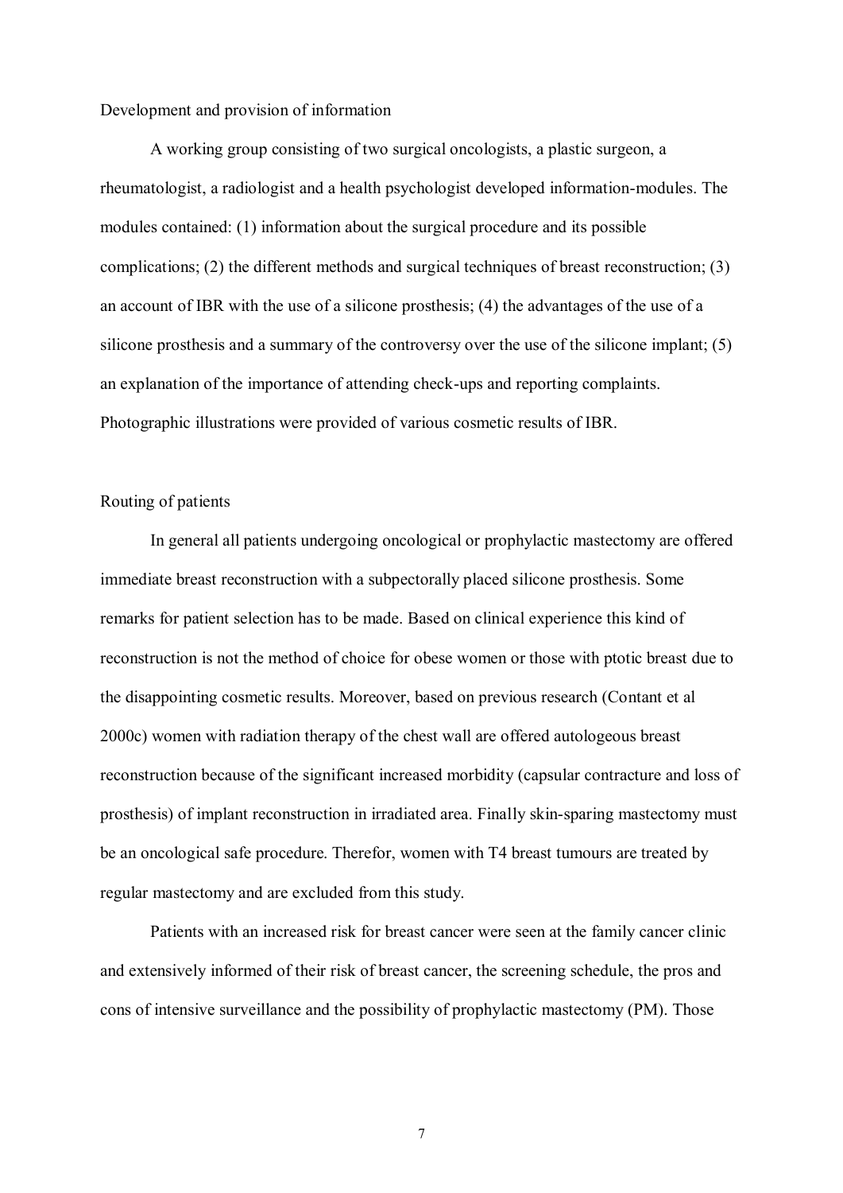Development and provision of information

A working group consisting of two surgical oncologists, a plastic surgeon, a rheumatologist, a radiologist and a health psychologist developed information-modules. The modules contained: (1) information about the surgical procedure and its possible complications; (2) the different methods and surgical techniques of breast reconstruction; (3) an account of IBR with the use of a silicone prosthesis; (4) the advantages of the use of a silicone prosthesis and a summary of the controversy over the use of the silicone implant; (5) an explanation of the importance of attending check-ups and reporting complaints. Photographic illustrations were provided of various cosmetic results of IBR.

Routing of patients

In general all patients undergoing oncological or prophylactic mastectomy are offered immediate breast reconstruction with a subpectorally placed silicone prosthesis. Some remarks for patient selection has to be made. Based on clinical experience this kind of reconstruction is not the method of choice for obese women or those with ptotic breast due to the disappointing cosmetic results. Moreover, based on previous research (Contant et al 2000c) women with radiation therapy of the chest wall are offered autologeous breast reconstruction because of the significant increased morbidity (capsular contracture and loss of prosthesis) of implant reconstruction in irradiated area. Finally skin-sparing mastectomy must be an oncological safe procedure. Therefor, women with T4 breast tumours are treated by regular mastectomy and are excluded from this study.

Patients with an increased risk for breast cancer were seen at the family cancer clinic and extensively informed of their risk of breast cancer, the screening schedule, the pros and cons of intensive surveillance and the possibility of prophylactic mastectomy (PM). Those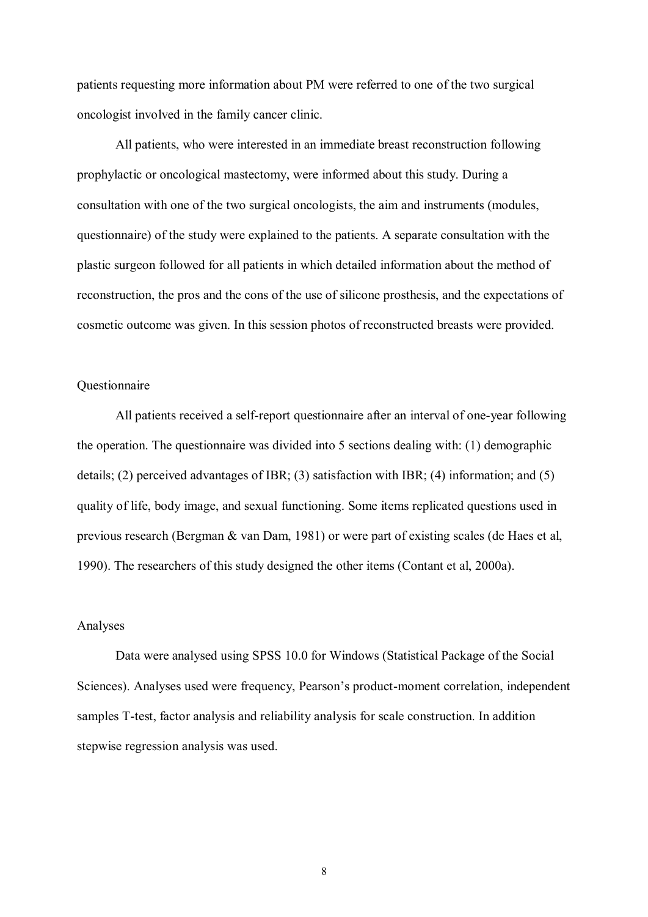patients requesting more information about PM were referred to one of the two surgical oncologist involved in the family cancer clinic.

All patients, who were interested in an immediate breast reconstruction following prophylactic or oncological mastectomy, were informed about this study. During a consultation with one of the two surgical oncologists, the aim and instruments (modules, questionnaire) of the study were explained to the patients. A separate consultation with the plastic surgeon followed for all patients in which detailed information about the method of reconstruction, the pros and the cons of the use of silicone prosthesis, and the expectations of cosmetic outcome was given. In this session photos of reconstructed breasts were provided.

## Questionnaire

All patients received a self-report questionnaire after an interval of one-year following the operation. The questionnaire was divided into 5 sections dealing with: (1) demographic details; (2) perceived advantages of IBR; (3) satisfaction with IBR; (4) information; and (5) quality of life, body image, and sexual functioning. Some items replicated questions used in previous research (Bergman & van Dam, 1981) or were part of existing scales (de Haes et al, 1990). The researchers of this study designed the other items (Contant et al, 2000a).

## Analyses

Data were analysed using SPSS 10.0 for Windows (Statistical Package of the Social Sciences). Analyses used were frequency, Pearson's product-moment correlation, independent samples T-test, factor analysis and reliability analysis for scale construction. In addition stepwise regression analysis was used.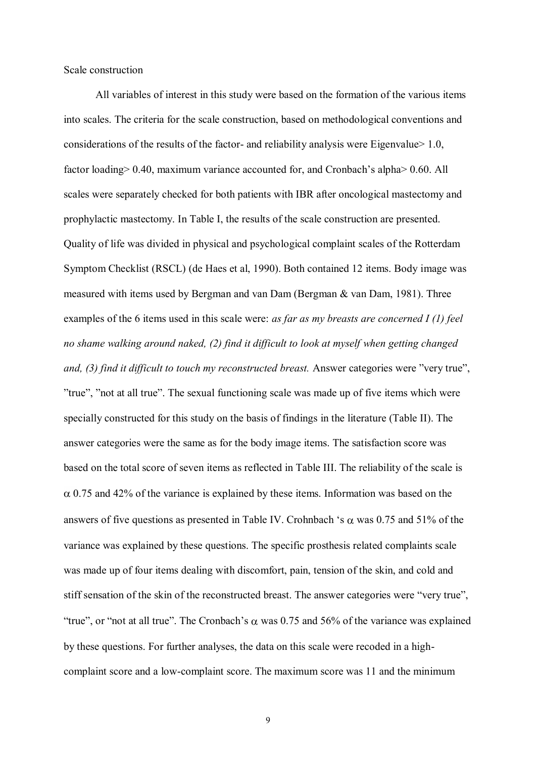Scale construction

All variables of interest in this study were based on the formation of the various items into scales. The criteria for the scale construction, based on methodological conventions and considerations of the results of the factor- and reliability analysis were Eigenvalue> 1.0, factor loading> 0.40, maximum variance accounted for, and Cronbach's alpha> 0.60. All scales were separately checked for both patients with IBR after oncological mastectomy and prophylactic mastectomy. In Table I, the results of the scale construction are presented. Quality of life was divided in physical and psychological complaint scales of the Rotterdam Symptom Checklist (RSCL) (de Haes et al, 1990). Both contained 12 items. Body image was measured with items used by Bergman and van Dam (Bergman & van Dam, 1981). Three examples of the 6 items used in this scale were: *as far as my breasts are concerned I (1) feel no shame walking around naked, (2) find it difficult to look at myself when getting changed and, (3) find it difficult to touch my reconstructed breast.* Answer categories were "very true", "true", "not at all true". The sexual functioning scale was made up of five items which were specially constructed for this study on the basis of findings in the literature (Table II). The answer categories were the same as for the body image items. The satisfaction score was based on the total score of seven items as reflected in Table III. The reliability of the scale is $\alpha$ 0.75 and 42% of the variance is explained by these items. Information was based on the answers of five questions as presented in Table IV. Crohnbach 's $\alpha$ was 0.75 and 51% of the variance was explained by these questions. The specific prosthesis related complaints scale was made up of four items dealing with discomfort, pain, tension of the skin, and cold and stiff sensation of the skin of the reconstructed breast. The answer categories were "very true", "true", or "not at all true". The Cronbach's $\alpha$ was 0.75 and 56% of the variance was explained by these questions. For further analyses, the data on this scale were recoded in a high-complaint score and a low-complaint score. The maximum score was 11 and the minimum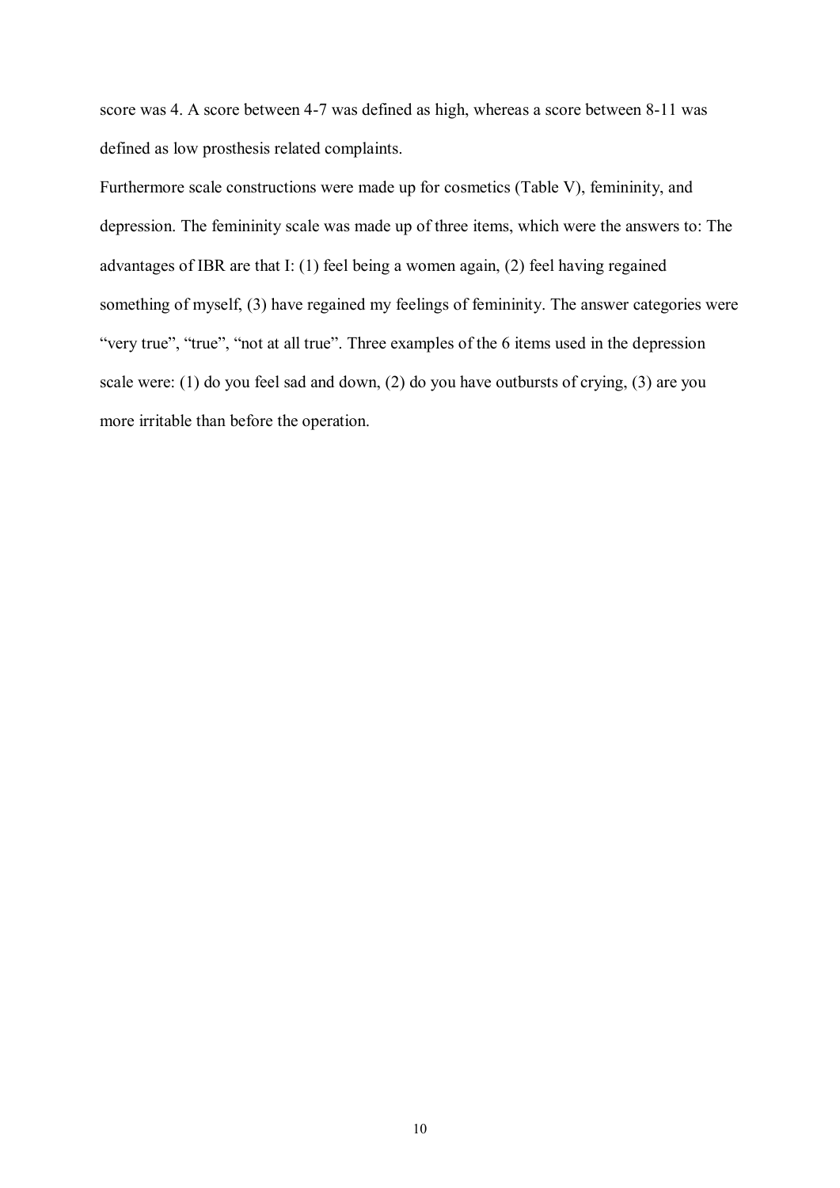score was 4. A score between 4-7 was defined as high, whereas a score between 8-11 was defined as low prosthesis related complaints.

Furthermore scale constructions were made up for cosmetics (Table V), femininity, and depression. The femininity scale was made up of three items, which were the answers to: The advantages of IBR are that I: (1) feel being a women again, (2) feel having regained something of myself, (3) have regained my feelings of femininity. The answer categories were "very true", "true", "not at all true". Three examples of the 6 items used in the depression scale were: (1) do you feel sad and down, (2) do you have outbursts of crying, (3) are you more irritable than before the operation.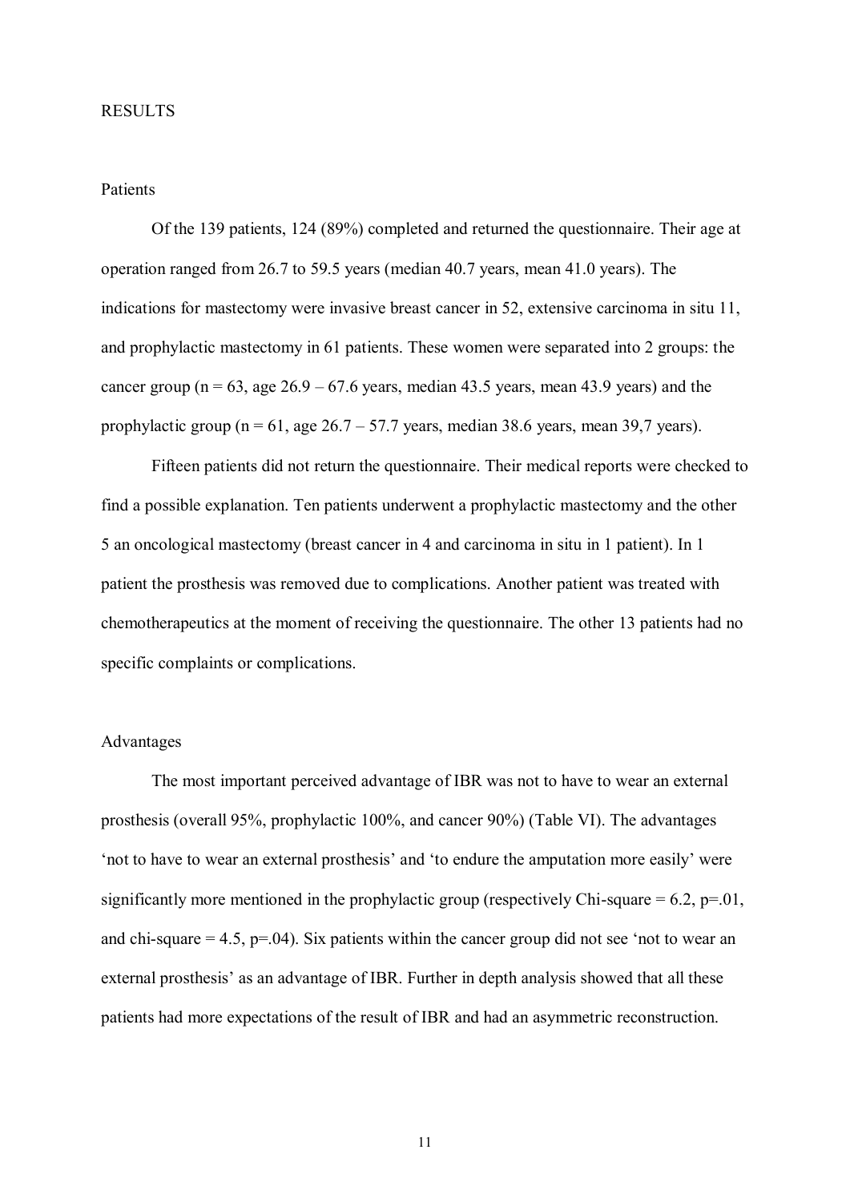## RESULTS

### Patients

Of the 139 patients, 124 (89%) completed and returned the questionnaire. Their age at operation ranged from 26.7 to 59.5 years (median 40.7 years, mean 41.0 years). The indications for mastectomy were invasive breast cancer in 52, extensive carcinoma in situ 11, and prophylactic mastectomy in 61 patients. These women were separated into 2 groups: the cancer group (n = 63, age 26.9 – 67.6 years, median 43.5 years, mean 43.9 years) and the prophylactic group (n = 61, age 26.7 – 57.7 years, median 38.6 years, mean 39,7 years).

Fifteen patients did not return the questionnaire. Their medical reports were checked to find a possible explanation. Ten patients underwent a prophylactic mastectomy and the other 5 an oncological mastectomy (breast cancer in 4 and carcinoma in situ in 1 patient). In 1 patient the prosthesis was removed due to complications. Another patient was treated with chemotherapeutics at the moment of receiving the questionnaire. The other 13 patients had no specific complaints or complications.

### Advantages

The most important perceived advantage of IBR was not to have to wear an external prosthesis (overall 95%, prophylactic 100%, and cancer 90%) (Table VI). The advantages 'not to have to wear an external prosthesis' and 'to endure the amputation more easily' were significantly more mentioned in the prophylactic group (respectively Chi-square = 6.2, p=.01, and chi-square = 4.5, p=.04). Six patients within the cancer group did not see 'not to wear an external prosthesis' as an advantage of IBR. Further in depth analysis showed that all these patients had more expectations of the result of IBR and had an asymmetric reconstruction.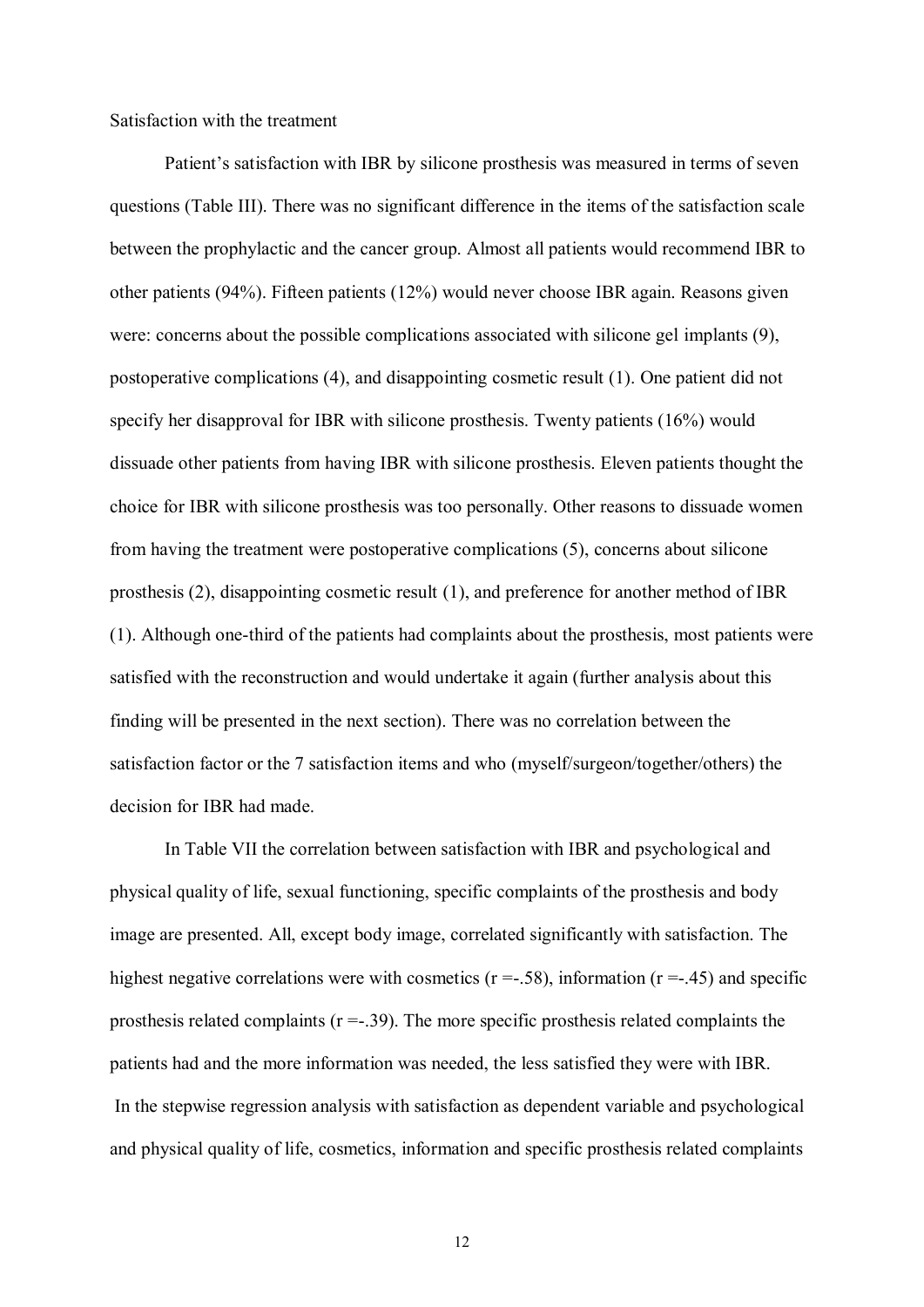Satisfaction with the treatment

Patient's satisfaction with IBR by silicone prosthesis was measured in terms of seven questions (Table III). There was no significant difference in the items of the satisfaction scale between the prophylactic and the cancer group. Almost all patients would recommend IBR to other patients (94%). Fifteen patients (12%) would never choose IBR again. Reasons given were: concerns about the possible complications associated with silicone gel implants (9), postoperative complications (4), and disappointing cosmetic result (1). One patient did not specify her disapproval for IBR with silicone prosthesis. Twenty patients (16%) would dissuade other patients from having IBR with silicone prosthesis. Eleven patients thought the choice for IBR with silicone prosthesis was too personally. Other reasons to dissuade women from having the treatment were postoperative complications (5), concerns about silicone prosthesis (2), disappointing cosmetic result (1), and preference for another method of IBR (1). Although one-third of the patients had complaints about the prosthesis, most patients were satisfied with the reconstruction and would undertake it again (further analysis about this finding will be presented in the next section). There was no correlation between the satisfaction factor or the 7 satisfaction items and who (myself/surgeon/together/others) the decision for IBR had made.

In Table VII the correlation between satisfaction with IBR and psychological and physical quality of life, sexual functioning, specific complaints of the prosthesis and body image are presented. All, except body image, correlated significantly with satisfaction. The highest negative correlations were with cosmetics ($r = -.58$), information ($r = -.45$) and specific prosthesis related complaints ($r = -.39$). The more specific prosthesis related complaints the patients had and the more information was needed, the less satisfied they were with IBR. In the stepwise regression analysis with satisfaction as dependent variable and psychological and physical quality of life, cosmetics, information and specific prosthesis related complaints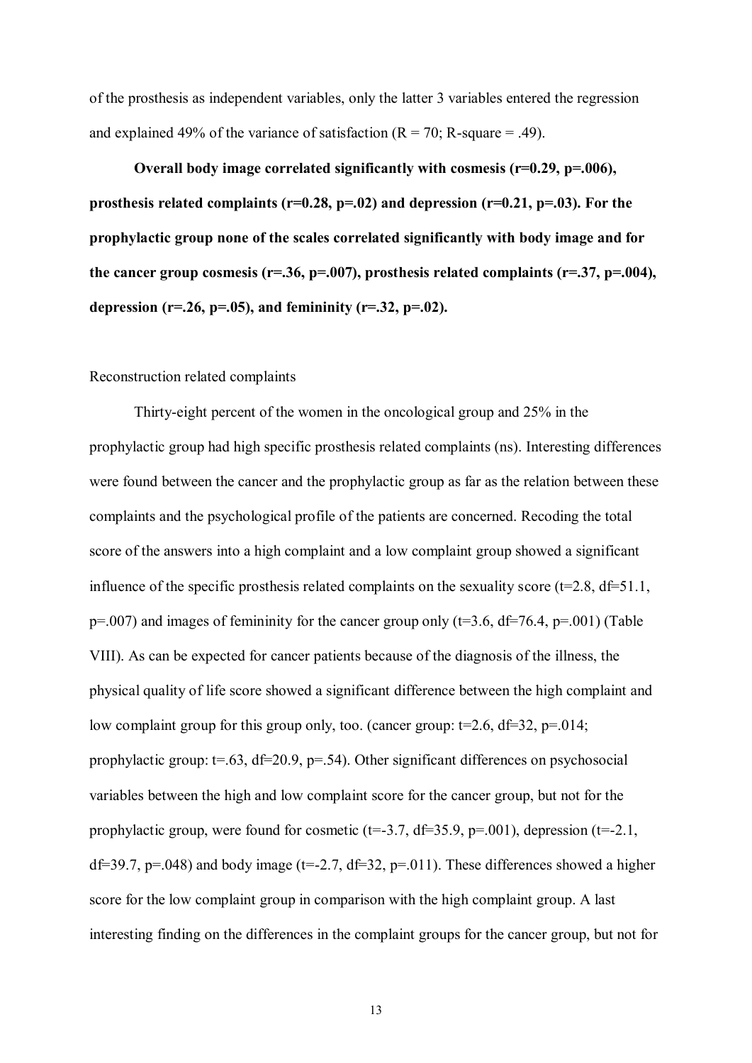of the prosthesis as independent variables, only the latter 3 variables entered the regression and explained 49% of the variance of satisfaction ($R = 70$; R-square = .49).

**Overall body image correlated significantly with cosmesis ($r=0.29$, $p=.006$), prosthesis related complaints ($r=0.28$, $p=.02$) and depression ($r=0.21$, $p=.03$). For the prophylactic group none of the scales correlated significantly with body image and for the cancer group cosmesis ($r=.36$, $p=.007$), prosthesis related complaints ($r=.37$, $p=.004$), depression ($r=.26$, $p=.05$), and femininity ($r=.32$, $p=.02$).**

Reconstruction related complaints

Thirty-eight percent of the women in the oncological group and 25% in the prophylactic group had high specific prosthesis related complaints (ns). Interesting differences were found between the cancer and the prophylactic group as far as the relation between these complaints and the psychological profile of the patients are concerned. Recoding the total score of the answers into a high complaint and a low complaint group showed a significant influence of the specific prosthesis related complaints on the sexuality score ($t=2.8$, $df=51.1$, $p=.007$) and images of femininity for the cancer group only ($t=3.6$, $df=76.4$, $p=.001$) (Table VIII). As can be expected for cancer patients because of the diagnosis of the illness, the physical quality of life score showed a significant difference between the high complaint and low complaint group for this group only, too. (cancer group: $t=2.6$, $df=32$, $p=.014$; prophylactic group: $t=.63$, $df=20.9$, $p=.54$). Other significant differences on psychosocial variables between the high and low complaint score for the cancer group, but not for the prophylactic group, were found for cosmetic ($t=-3.7$, $df=35.9$, $p=.001$), depression ($t=-2.1$, $df=39.7$, $p=.048$) and body image ($t=-2.7$, $df=32$, $p=.011$). These differences showed a higher score for the low complaint group in comparison with the high complaint group. A last interesting finding on the differences in the complaint groups for the cancer group, but not for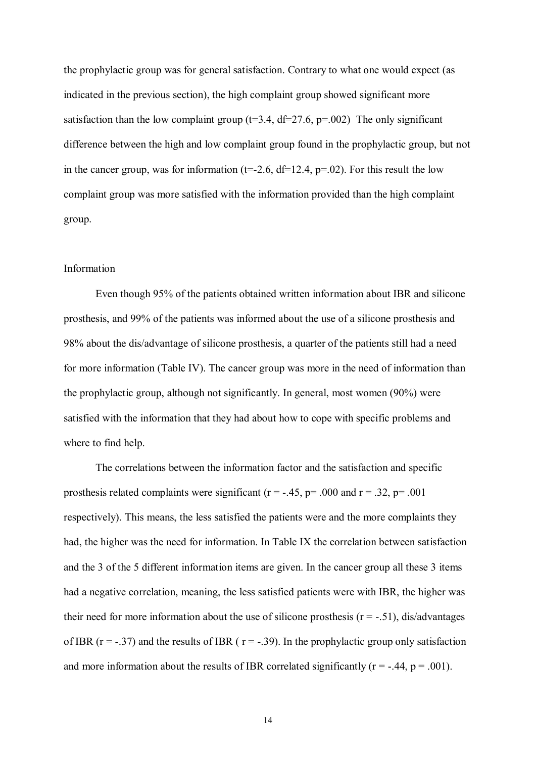the prophylactic group was for general satisfaction. Contrary to what one would expect (as indicated in the previous section), the high complaint group showed significant more satisfaction than the low complaint group ($t=3.4$, $df=27.6$, $p=.002$) The only significant difference between the high and low complaint group found in the prophylactic group, but not in the cancer group, was for information ($t=-2.6$, $df=12.4$, $p=.02$). For this result the low complaint group was more satisfied with the information provided than the high complaint group.

## Information

Even though 95% of the patients obtained written information about IBR and silicone prosthesis, and 99% of the patients was informed about the use of a silicone prosthesis and 98% about the dis/advantage of silicone prosthesis, a quarter of the patients still had a need for more information (Table IV). The cancer group was more in the need of information than the prophylactic group, although not significantly. In general, most women (90%) were satisfied with the information that they had about how to cope with specific problems and where to find help.

The correlations between the information factor and the satisfaction and specific prosthesis related complaints were significant ($r = -.45$, $p= .000$ and $r = .32$, $p= .001$ respectively). This means, the less satisfied the patients were and the more complaints they had, the higher was the need for information. In Table IX the correlation between satisfaction and the 3 of the 5 different information items are given. In the cancer group all these 3 items had a negative correlation, meaning, the less satisfied patients were with IBR, the higher was their need for more information about the use of silicone prosthesis ($r = -.51$), dis/advantages of IBR ($r = -.37$) and the results of IBR ( $r = -.39$). In the prophylactic group only satisfaction and more information about the results of IBR correlated significantly ($r = -.44$, $p = .001$).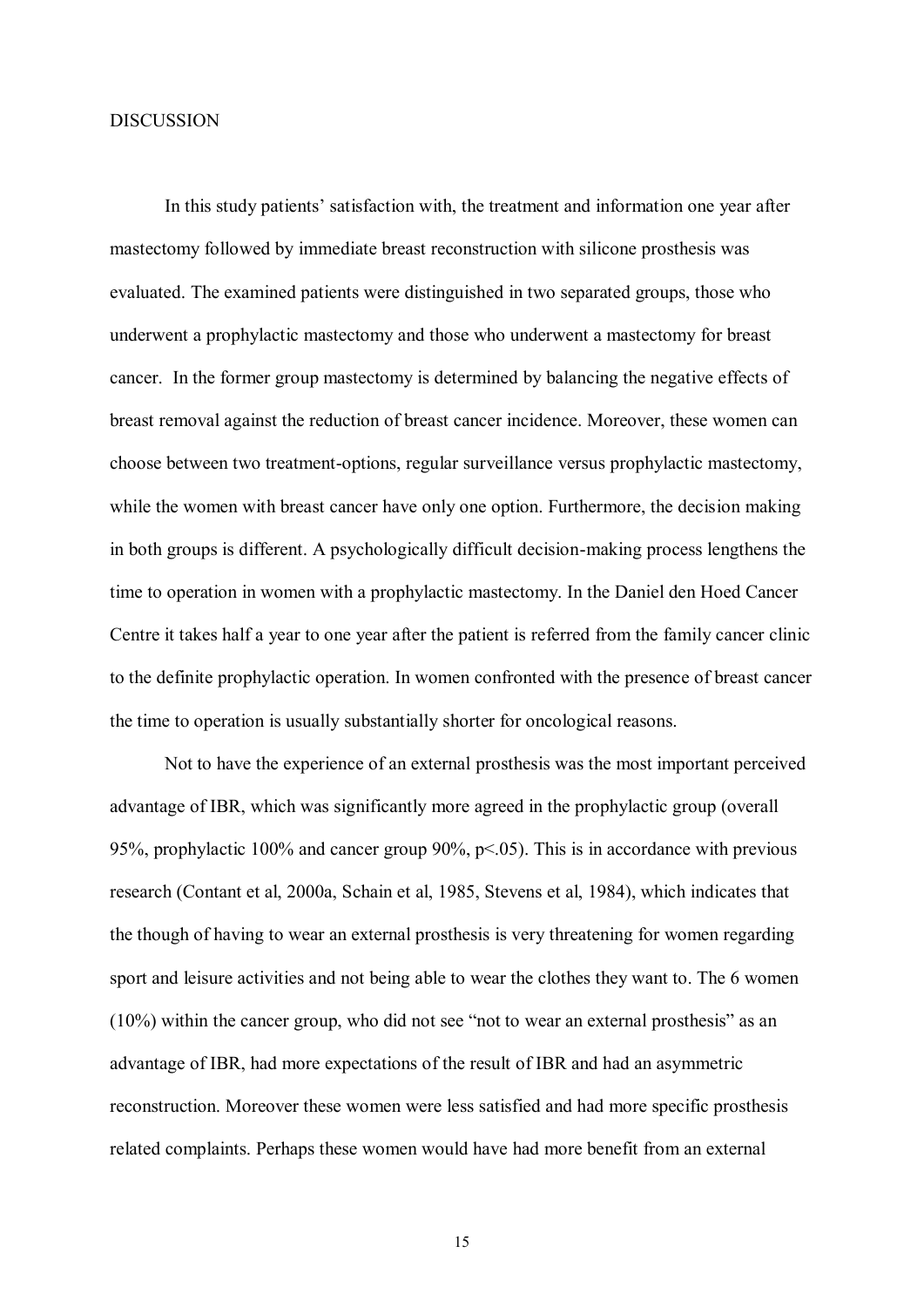# DISCUSSION

In this study patients' satisfaction with, the treatment and information one year after mastectomy followed by immediate breast reconstruction with silicone prosthesis was evaluated. The examined patients were distinguished in two separated groups, those who underwent a prophylactic mastectomy and those who underwent a mastectomy for breast cancer. In the former group mastectomy is determined by balancing the negative effects of breast removal against the reduction of breast cancer incidence. Moreover, these women can choose between two treatment-options, regular surveillance versus prophylactic mastectomy, while the women with breast cancer have only one option. Furthermore, the decision making in both groups is different. A psychologically difficult decision-making process lengthens the time to operation in women with a prophylactic mastectomy. In the Daniel den Hoed Cancer Centre it takes half a year to one year after the patient is referred from the family cancer clinic to the definite prophylactic operation. In women confronted with the presence of breast cancer the time to operation is usually substantially shorter for oncological reasons.

Not to have the experience of an external prosthesis was the most important perceived advantage of IBR, which was significantly more agreed in the prophylactic group (overall 95%, prophylactic 100% and cancer group 90%, $p<.05$). This is in accordance with previous research (Contant et al, 2000a, Schain et al, 1985, Stevens et al, 1984), which indicates that the though of having to wear an external prosthesis is very threatening for women regarding sport and leisure activities and not being able to wear the clothes they want to. The 6 women (10%) within the cancer group, who did not see "not to wear an external prosthesis" as an advantage of IBR, had more expectations of the result of IBR and had an asymmetric reconstruction. Moreover these women were less satisfied and had more specific prosthesis related complaints. Perhaps these women would have had more benefit from an external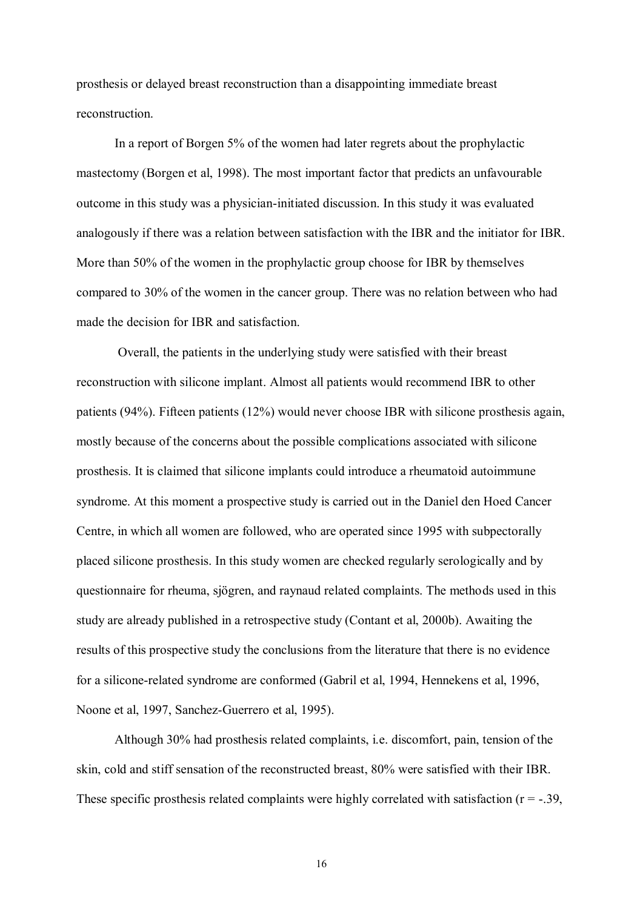prosthesis or delayed breast reconstruction than a disappointing immediate breast reconstruction.

In a report of Borgen 5% of the women had later regrets about the prophylactic mastectomy (Borgen et al, 1998). The most important factor that predicts an unfavourable outcome in this study was a physician-initiated discussion. In this study it was evaluated analogously if there was a relation between satisfaction with the IBR and the initiator for IBR. More than 50% of the women in the prophylactic group choose for IBR by themselves compared to 30% of the women in the cancer group. There was no relation between who had made the decision for IBR and satisfaction.

Overall, the patients in the underlying study were satisfied with their breast reconstruction with silicone implant. Almost all patients would recommend IBR to other patients (94%). Fifteen patients (12%) would never choose IBR with silicone prosthesis again, mostly because of the concerns about the possible complications associated with silicone prosthesis. It is claimed that silicone implants could introduce a rheumatoid autoimmune syndrome. At this moment a prospective study is carried out in the Daniel den Hoed Cancer Centre, in which all women are followed, who are operated since 1995 with subpectorally placed silicone prosthesis. In this study women are checked regularly serologically and by questionnaire for rheuma, sjögren, and raynaud related complaints. The methods used in this study are already published in a retrospective study (Contant et al, 2000b). Awaiting the results of this prospective study the conclusions from the literature that there is no evidence for a silicone-related syndrome are conformed (Gabril et al, 1994, Hennekens et al, 1996, Noone et al, 1997, Sanchez-Guerrero et al, 1995).

Although 30% had prosthesis related complaints, i.e. discomfort, pain, tension of the skin, cold and stiff sensation of the reconstructed breast, 80% were satisfied with their IBR. These specific prosthesis related complaints were highly correlated with satisfaction ($r = -.39$,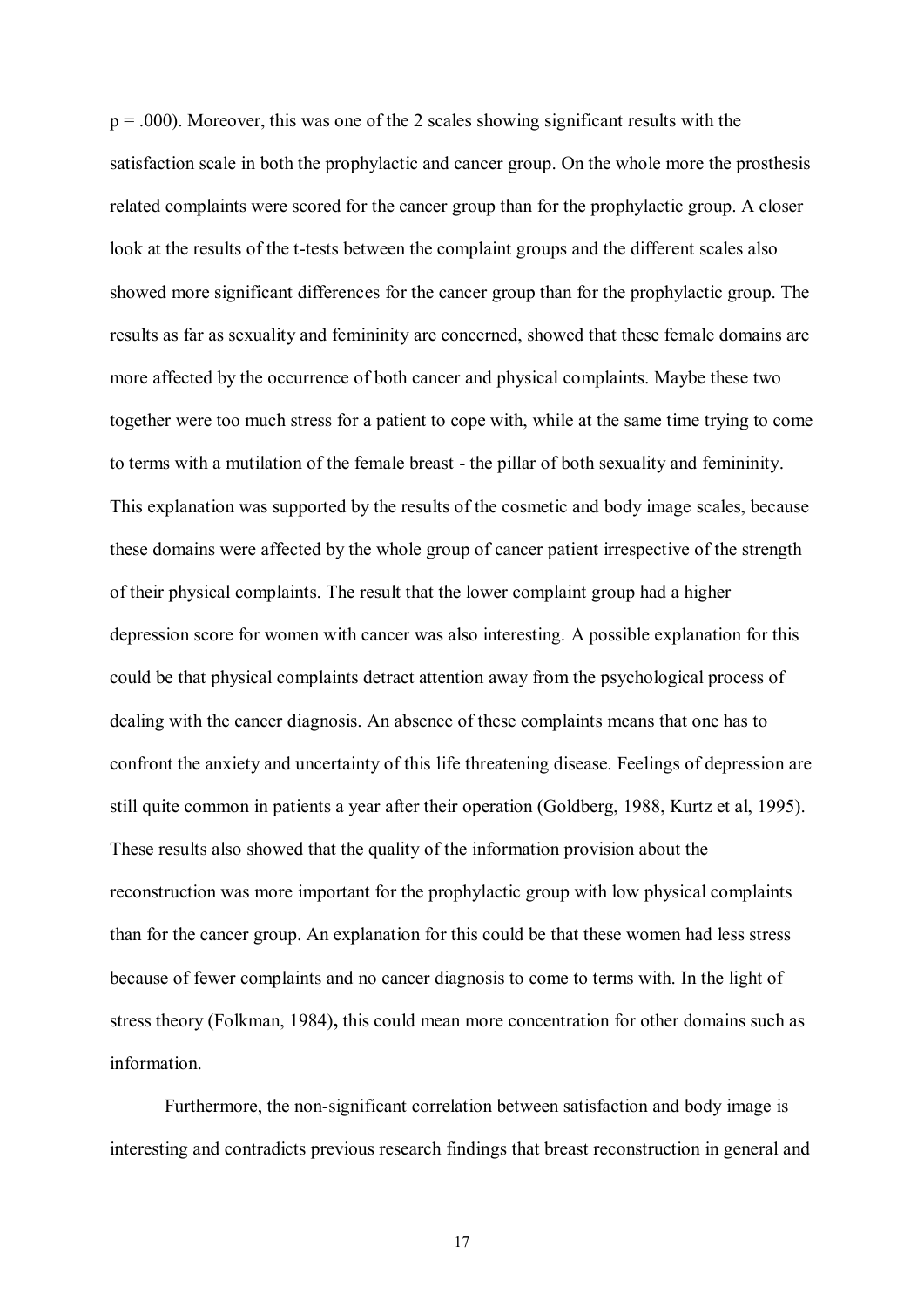$p = .000$). Moreover, this was one of the 2 scales showing significant results with the satisfaction scale in both the prophylactic and cancer group. On the whole more the prosthesis related complaints were scored for the cancer group than for the prophylactic group. A closer look at the results of the t-tests between the complaint groups and the different scales also showed more significant differences for the cancer group than for the prophylactic group. The results as far as sexuality and femininity are concerned, showed that these female domains are more affected by the occurrence of both cancer and physical complaints. Maybe these two together were too much stress for a patient to cope with, while at the same time trying to come to terms with a mutilation of the female breast - the pillar of both sexuality and femininity. This explanation was supported by the results of the cosmetic and body image scales, because these domains were affected by the whole group of cancer patient irrespective of the strength of their physical complaints. The result that the lower complaint group had a higher depression score for women with cancer was also interesting. A possible explanation for this could be that physical complaints detract attention away from the psychological process of dealing with the cancer diagnosis. An absence of these complaints means that one has to confront the anxiety and uncertainty of this life threatening disease. Feelings of depression are still quite common in patients a year after their operation (Goldberg, 1988, Kurtz et al, 1995). These results also showed that the quality of the information provision about the reconstruction was more important for the prophylactic group with low physical complaints than for the cancer group. An explanation for this could be that these women had less stress because of fewer complaints and no cancer diagnosis to come to terms with. In the light of stress theory (Folkman, 1984)**,** this could mean more concentration for other domains such as information.

Furthermore, the non-significant correlation between satisfaction and body image is interesting and contradicts previous research findings that breast reconstruction in general and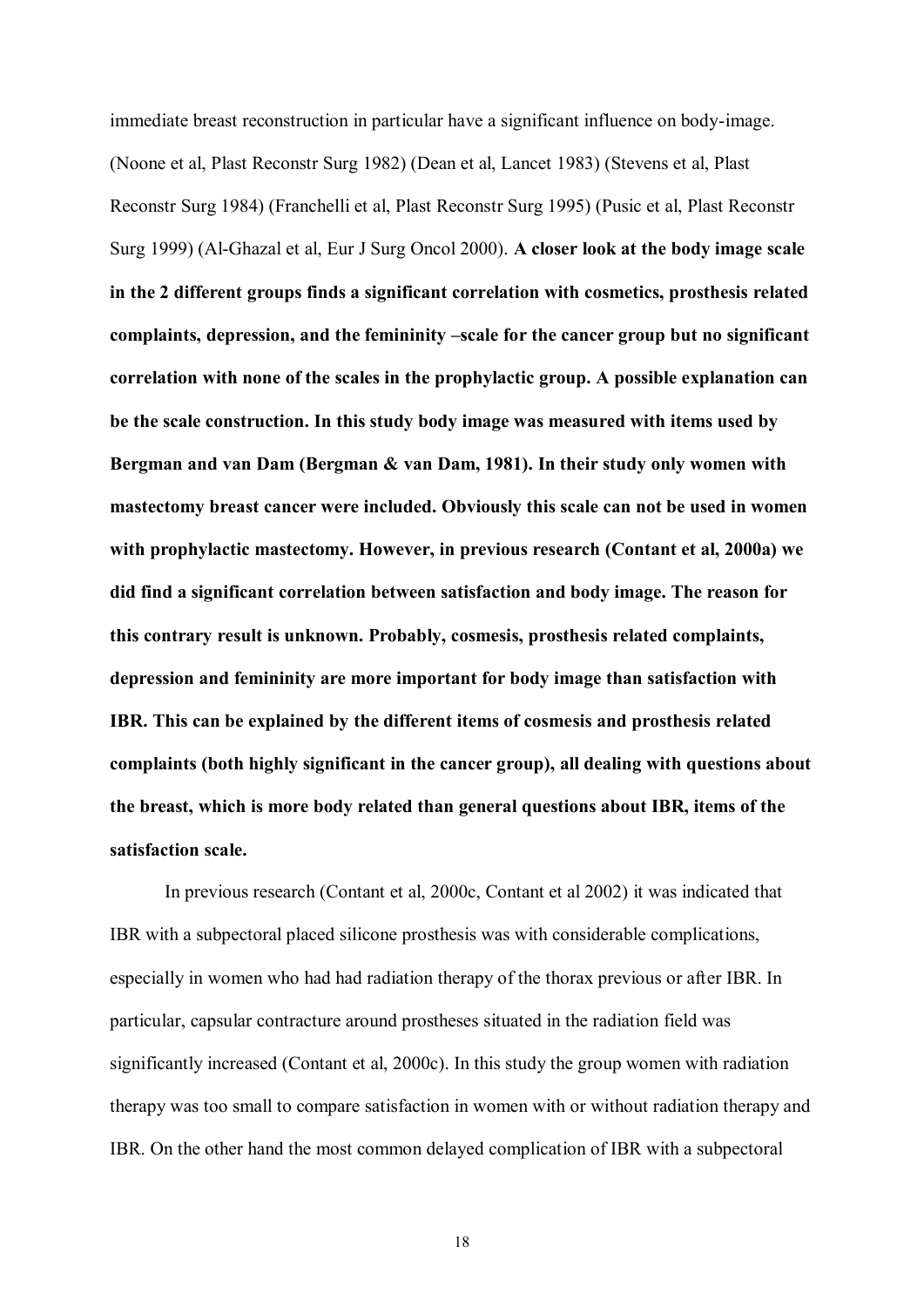immediate breast reconstruction in particular have a significant influence on body-image. (Noone et al, Plast Reconstr Surg 1982) (Dean et al, Lancet 1983) (Stevens et al, Plast Reconstr Surg 1984) (Franchelli et al, Plast Reconstr Surg 1995) (Pusic et al, Plast Reconstr Surg 1999) (Al-Ghazal et al, Eur J Surg Oncol 2000). **A closer look at the body image scale in the 2 different groups finds a significant correlation with cosmetics, prosthesis related complaints, depression, and the femininity –scale for the cancer group but no significant correlation with none of the scales in the prophylactic group. A possible explanation can be the scale construction. In this study body image was measured with items used by Bergman and van Dam (Bergman & van Dam, 1981). In their study only women with mastectomy breast cancer were included. Obviously this scale can not be used in women with prophylactic mastectomy. However, in previous research (Contant et al, 2000a) we did find a significant correlation between satisfaction and body image. The reason for this contrary result is unknown. Probably, cosmesis, prosthesis related complaints, depression and femininity are more important for body image than satisfaction with IBR. This can be explained by the different items of cosmesis and prosthesis related complaints (both highly significant in the cancer group), all dealing with questions about the breast, which is more body related than general questions about IBR, items of the satisfaction scale.**

In previous research (Contant et al, 2000c, Contant et al 2002) it was indicated that IBR with a subpectoral placed silicone prosthesis was with considerable complications, especially in women who had had radiation therapy of the thorax previous or after IBR. In particular, capsular contracture around prostheses situated in the radiation field was significantly increased (Contant et al, 2000c). In this study the group women with radiation therapy was too small to compare satisfaction in women with or without radiation therapy and IBR. On the other hand the most common delayed complication of IBR with a subpectoral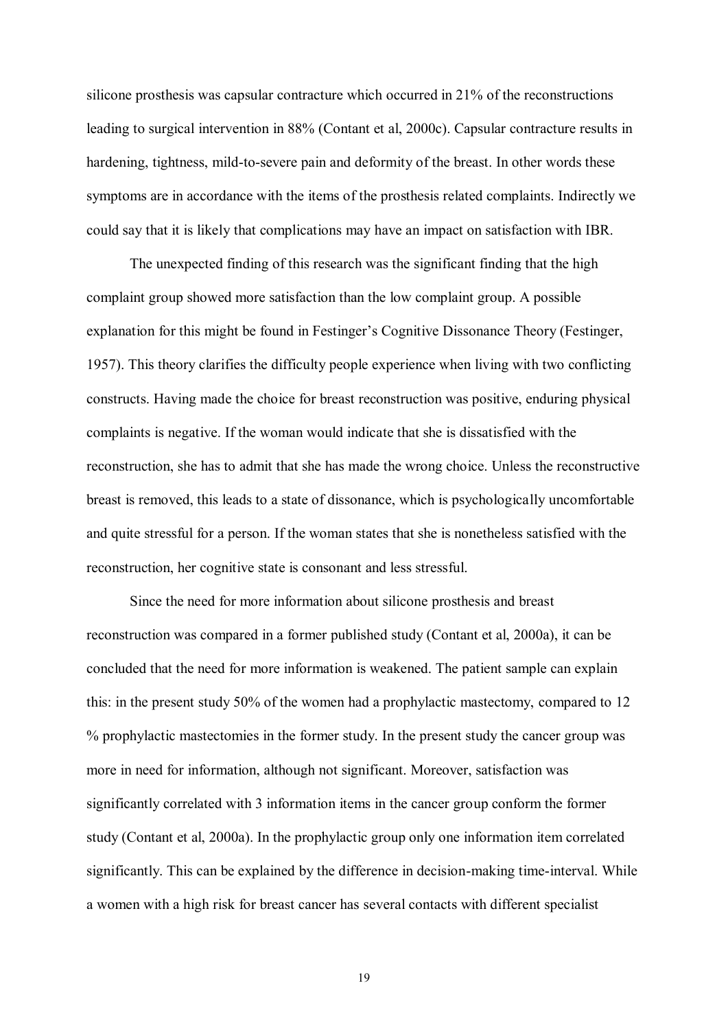silicone prosthesis was capsular contracture which occurred in 21% of the reconstructions leading to surgical intervention in 88% (Contant et al, 2000c). Capsular contracture results in hardening, tightness, mild-to-severe pain and deformity of the breast. In other words these symptoms are in accordance with the items of the prosthesis related complaints. Indirectly we could say that it is likely that complications may have an impact on satisfaction with IBR.

The unexpected finding of this research was the significant finding that the high complaint group showed more satisfaction than the low complaint group. A possible explanation for this might be found in Festinger's Cognitive Dissonance Theory (Festinger, 1957). This theory clarifies the difficulty people experience when living with two conflicting constructs. Having made the choice for breast reconstruction was positive, enduring physical complaints is negative. If the woman would indicate that she is dissatisfied with the reconstruction, she has to admit that she has made the wrong choice. Unless the reconstructive breast is removed, this leads to a state of dissonance, which is psychologically uncomfortable and quite stressful for a person. If the woman states that she is nonetheless satisfied with the reconstruction, her cognitive state is consonant and less stressful.

Since the need for more information about silicone prosthesis and breast reconstruction was compared in a former published study (Contant et al, 2000a), it can be concluded that the need for more information is weakened. The patient sample can explain this: in the present study 50% of the women had a prophylactic mastectomy, compared to 12 % prophylactic mastectomies in the former study. In the present study the cancer group was more in need for information, although not significant. Moreover, satisfaction was significantly correlated with 3 information items in the cancer group conform the former study (Contant et al, 2000a). In the prophylactic group only one information item correlated significantly. This can be explained by the difference in decision-making time-interval. While a women with a high risk for breast cancer has several contacts with different specialist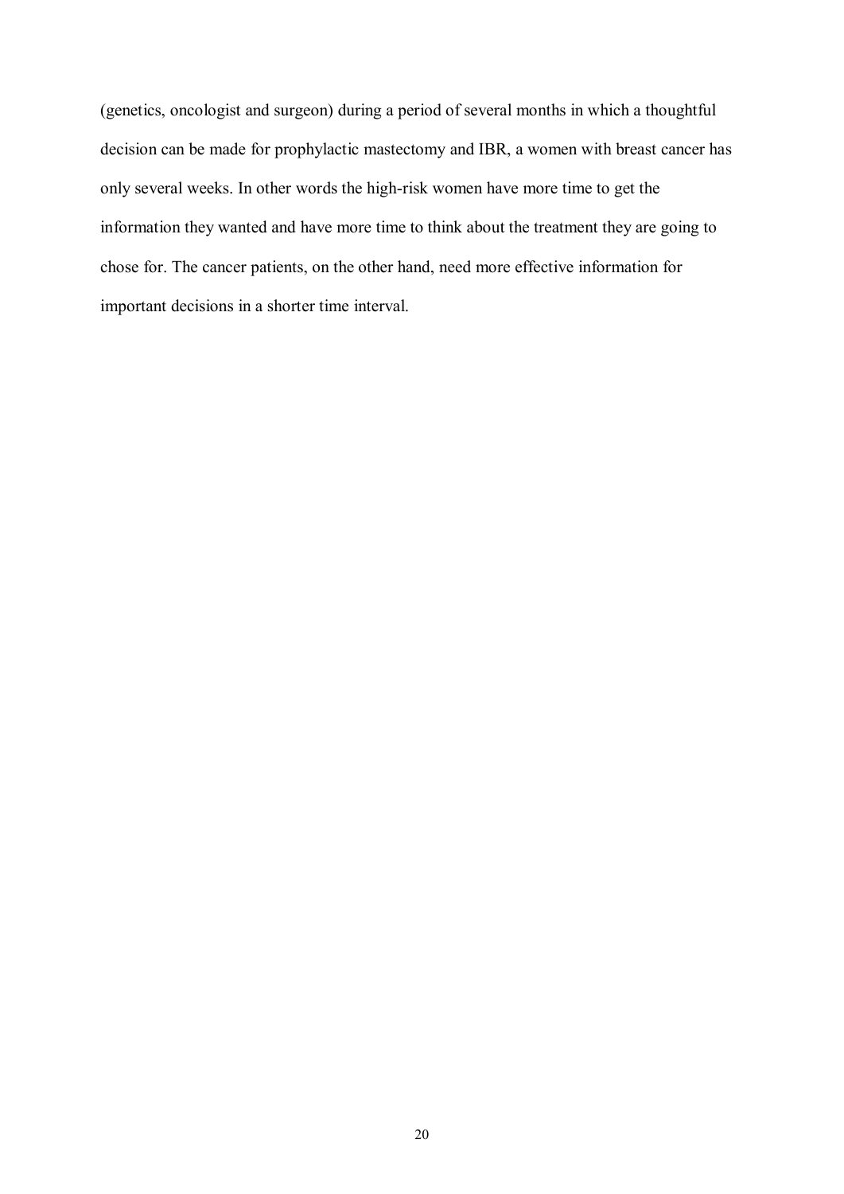(genetics, oncologist and surgeon) during a period of several months in which a thoughtful decision can be made for prophylactic mastectomy and IBR, a women with breast cancer has only several weeks. In other words the high-risk women have more time to get the information they wanted and have more time to think about the treatment they are going to chose for. The cancer patients, on the other hand, need more effective information for important decisions in a shorter time interval.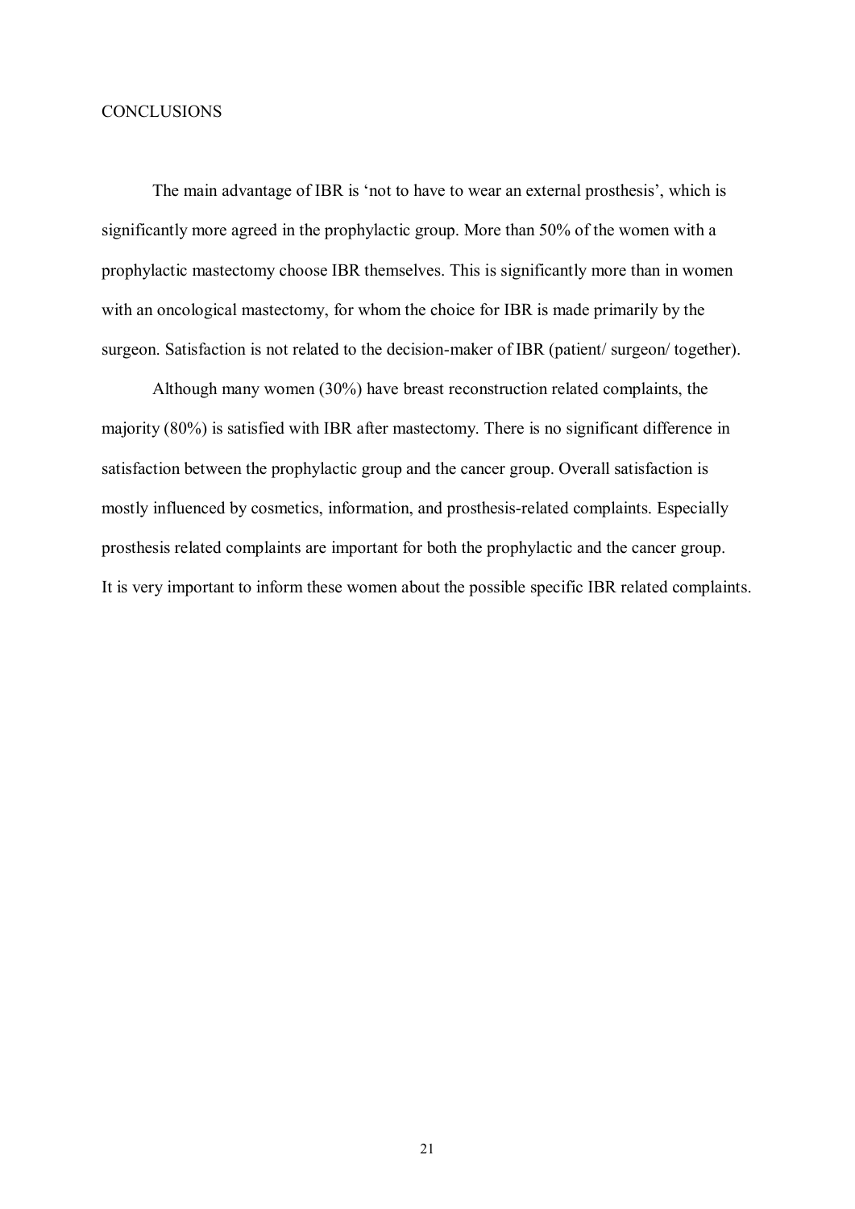## CONCLUSIONS

The main advantage of IBR is 'not to have to wear an external prosthesis', which is significantly more agreed in the prophylactic group. More than 50% of the women with a prophylactic mastectomy choose IBR themselves. This is significantly more than in women with an oncological mastectomy, for whom the choice for IBR is made primarily by the surgeon. Satisfaction is not related to the decision-maker of IBR (patient/ surgeon/ together).

Although many women (30%) have breast reconstruction related complaints, the majority (80%) is satisfied with IBR after mastectomy. There is no significant difference in satisfaction between the prophylactic group and the cancer group. Overall satisfaction is mostly influenced by cosmetics, information, and prosthesis-related complaints. Especially prosthesis related complaints are important for both the prophylactic and the cancer group. It is very important to inform these women about the possible specific IBR related complaints.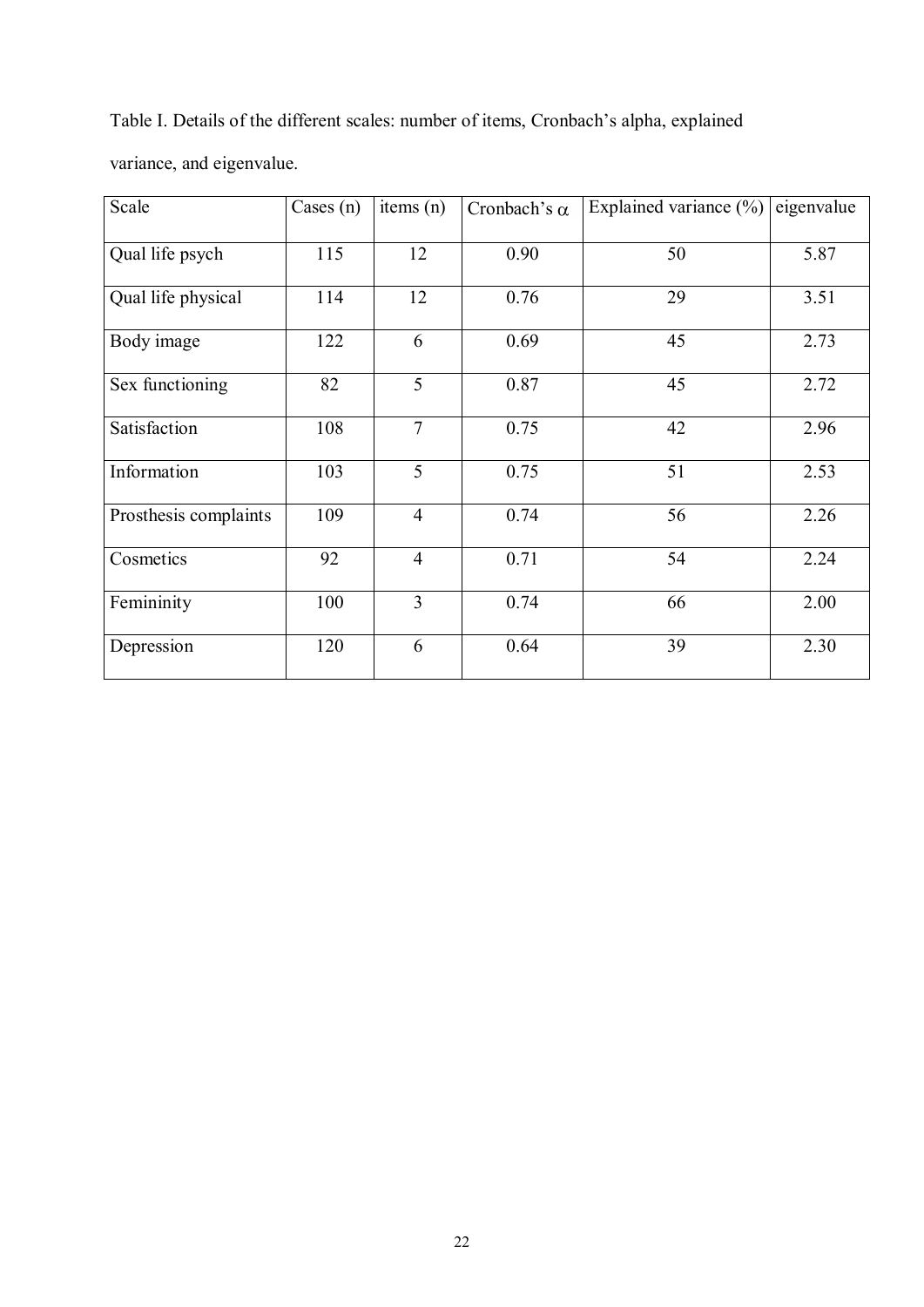Table I. Details of the different scales: number of items, Cronbach's alpha, explained variance, and eigenvalue.

| Scale | Cases (n) | items (n) | Cronbach's $\alpha$ | Explained variance (%) | eigenvalue |
|---|---|---|---|---|---|
| Qual life psych | 115 | 12 | 0.90 | 50 | 5.87 |
| Qual life physical | 114 | 12 | 0.76 | 29 | 3.51 |
| Body image | 122 | 6 | 0.69 | 45 | 2.73 |
| Sex functioning | 82 | 5 | 0.87 | 45 | 2.72 |
| Satisfaction | 108 | 7 | 0.75 | 42 | 2.96 |
| Information | 103 | 5 | 0.75 | 51 | 2.53 |
| Prosthesis complaints | 109 | 4 | 0.74 | 56 | 2.26 |
| Cosmetics | 92 | 4 | 0.71 | 54 | 2.24 |
| Femininity | 100 | 3 | 0.74 | 66 | 2.00 |
| Depression | 120 | 6 | 0.64 | 39 | 2.30 |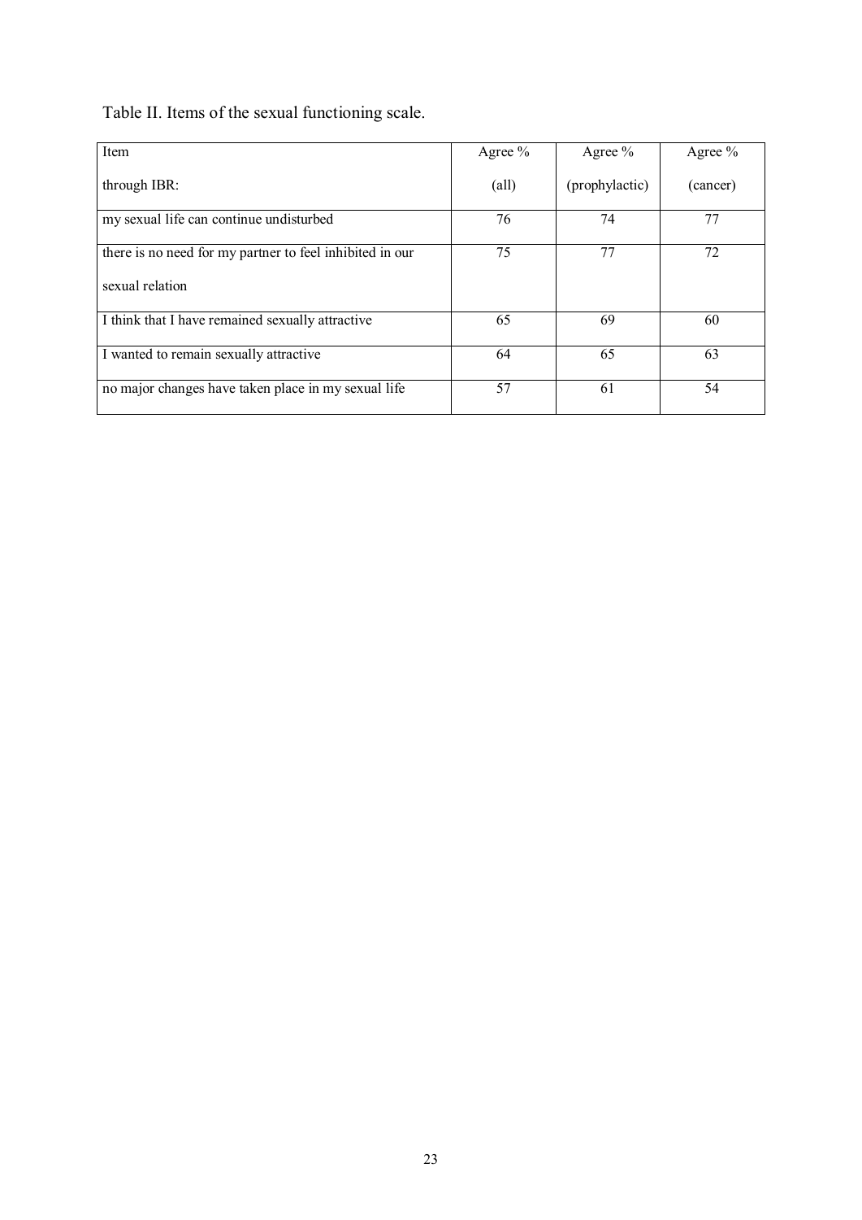Table II. Items of the sexual functioning scale.

| Item<br>through IBR: | Agree %<br>(all) | Agree %<br>(prophylactic) | Agree %<br>(cancer) |
|---|---|---|---|
| my sexual life can continue undisturbed | 76 | 74 | 77 |
| there is no need for my partner to feel inhibited in our sexual relation | 75 | 77 | 72 |
| I think that I have remained sexually attractive | 65 | 69 | 60 |
| I wanted to remain sexually attractive | 64 | 65 | 63 |
| no major changes have taken place in my sexual life | 57 | 61 | 54 |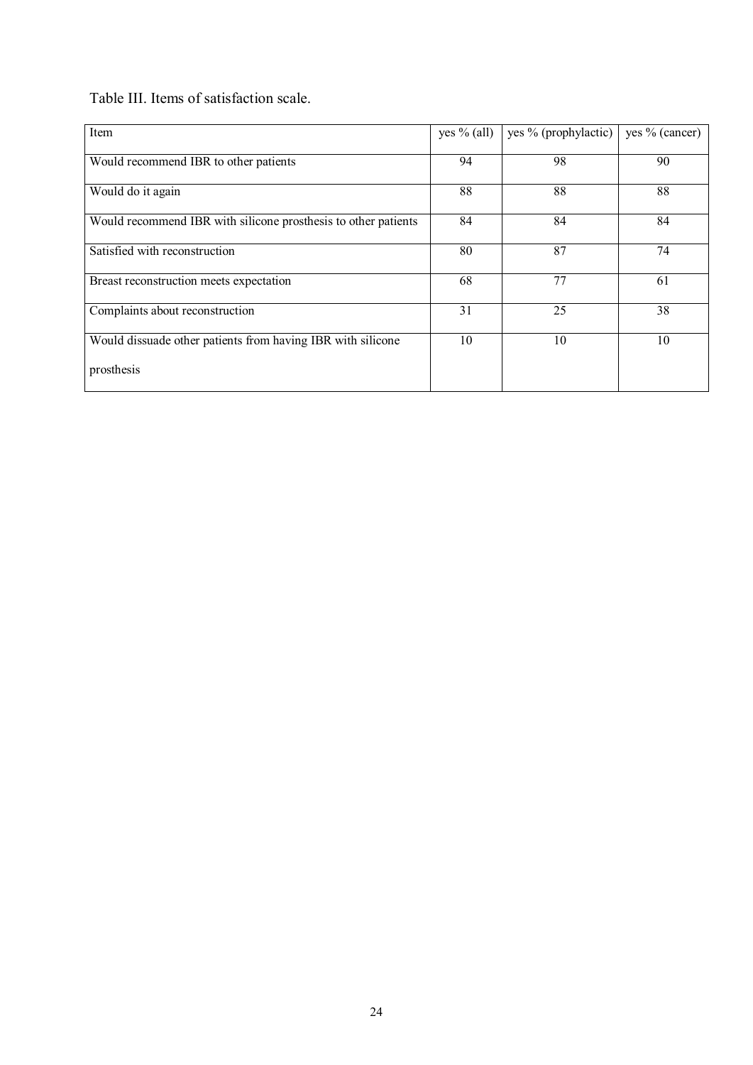Table III. Items of satisfaction scale.

| Item | yes % (all) | yes % (prophylactic) | yes % (cancer) |
|---|---|---|---|
| Would recommend IBR to other patients | 94 | 98 | 90 |
| Would do it again | 88 | 88 | 88 |
| Would recommend IBR with silicone prosthesis to other patients | 84 | 84 | 84 |
| Satisfied with reconstruction | 80 | 87 | 74 |
| Breast reconstruction meets expectation | 68 | 77 | 61 |
| Complaints about reconstruction | 31 | 25 | 38 |
| Would dissuade other patients from having IBR with silicone prosthesis | 10 | 10 | 10 |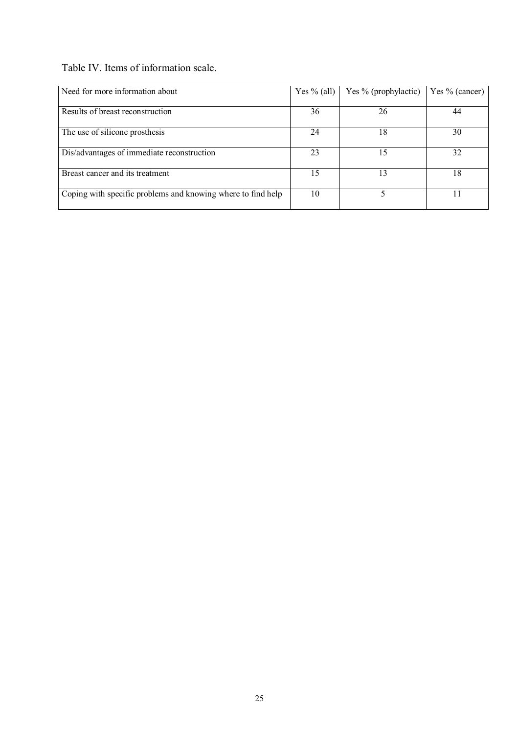Table IV. Items of information scale.

| Need for more information about | Yes % (all) | Yes % (prophylactic) | Yes % (cancer) |
|---|---|---|---|
| Results of breast reconstruction | 36 | 26 | 44 |
| The use of silicone prosthesis | 24 | 18 | 30 |
| Dis/advantages of immediate reconstruction | 23 | 15 | 32 |
| Breast cancer and its treatment | 15 | 13 | 18 |
| Coping with specific problems and knowing where to find help | 10 | 5 | 11 |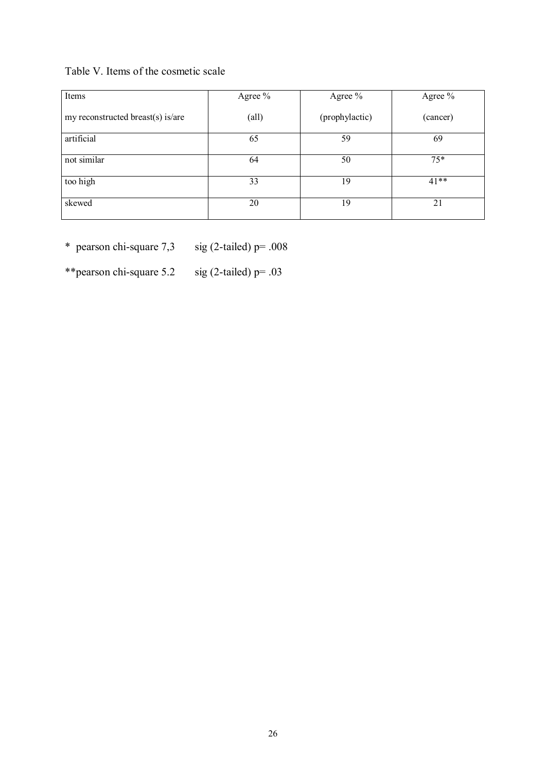Table V. Items of the cosmetic scale

| Items<br>my reconstructed breast(s) is/are | Agree %<br>(all) | Agree %<br>(prophylactic) | Agree %<br>(cancer) |
|---|---|---|---|
| artificial | 65 | 59 | 69 |
| not similar | 64 | 50 | 75* |
| too high | 33 | 19 | 41** |
| skewed | 20 | 19 | 21 |

* pearson chi-square 7,3 sig (2-tailed) p= .008

**pearson chi-square 5.2 sig (2-tailed) p= .03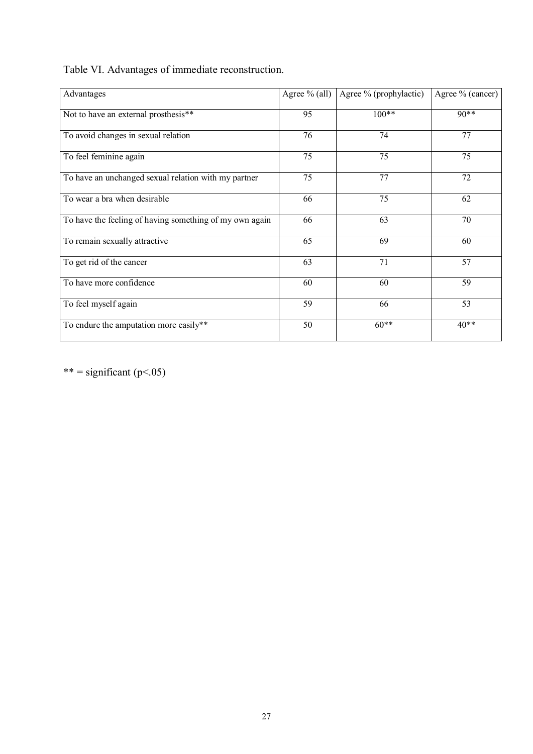Table VI. Advantages of immediate reconstruction.

| Advantages | Agree % (all) | Agree % (prophylactic) | Agree % (cancer) |
|---|---|---|---|
| Not to have an external prosthesis** | 95 | 100** | 90** |
| To avoid changes in sexual relation | 76 | 74 | 77 |
| To feel feminine again | 75 | 75 | 75 |
| To have an unchanged sexual relation with my partner | 75 | 77 | 72 |
| To wear a bra when desirable | 66 | 75 | 62 |
| To have the feeling of having something of my own again | 66 | 63 | 70 |
| To remain sexually attractive | 65 | 69 | 60 |
| To get rid of the cancer | 63 | 71 | 57 |
| To have more confidence | 60 | 60 | 59 |
| To feel myself again | 59 | 66 | 53 |
| To endure the amputation more easily** | 50 | 60** | 40** |

** = significant ($p<.05$)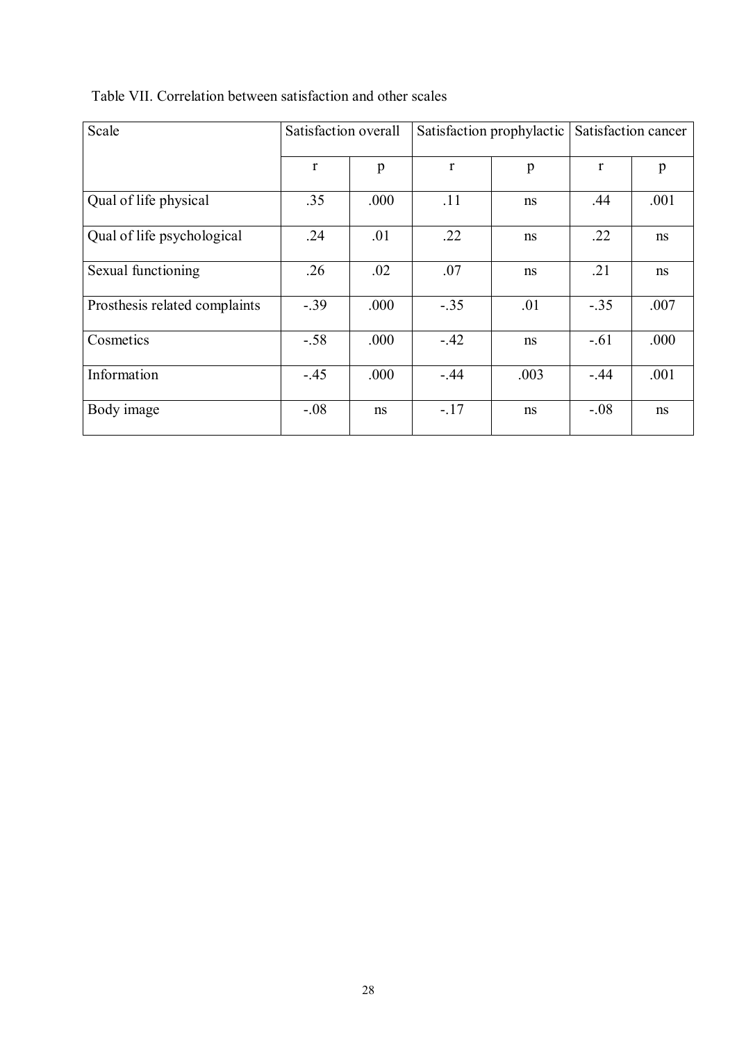Table VII. Correlation between satisfaction and other scales

| Scale | Satisfaction overall | | Satisfaction prophylactic | | Satisfaction cancer | |
|---|---|---|---|---|---|---|
| | r | p | r | p | r | p |
| Qual of life physical | .35 | .000 | .11 | ns | .44 | .001 |
| Qual of life psychological | .24 | .01 | .22 | ns | .22 | ns |
| Sexual functioning | .26 | .02 | .07 | ns | .21 | ns |
| Prosthesis related complaints | -.39 | .000 | -.35 | .01 | -.35 | .007 |
| Cosmetics | -.58 | .000 | -.42 | ns | -.61 | .000 |
| Information | -.45 | .000 | -.44 | .003 | -.44 | .001 |
| Body image | -.08 | ns | -.17 | ns | -.08 | ns |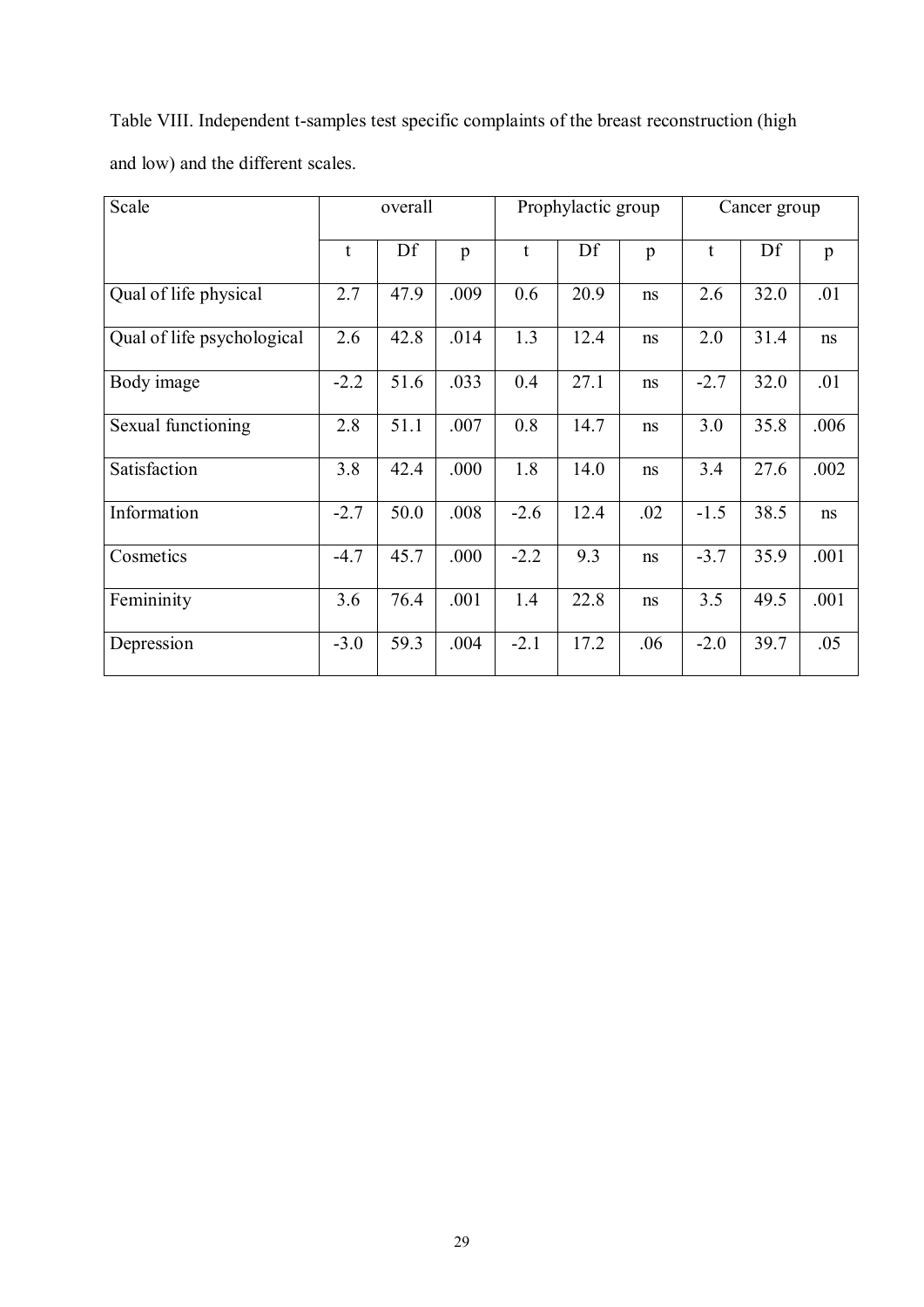Table VIII. Independent t-samples test specific complaints of the breast reconstruction (high and low) and the different scales.

| Scale | overall | | | Prophylactic group | | | Cancer group | | |
|---|---|---|---|---|---|---|---|---|---|
| | t | Df | p | t | Df | p | t | Df | p |
| Qual of life physical | 2.7 | 47.9 | .009 | 0.6 | 20.9 | ns | 2.6 | 32.0 | .01 |
| Qual of life psychological | 2.6 | 42.8 | .014 | 1.3 | 12.4 | ns | 2.0 | 31.4 | ns |
| Body image | -2.2 | 51.6 | .033 | 0.4 | 27.1 | ns | -2.7 | 32.0 | .01 |
| Sexual functioning | 2.8 | 51.1 | .007 | 0.8 | 14.7 | ns | 3.0 | 35.8 | .006 |
| Satisfaction | 3.8 | 42.4 | .000 | 1.8 | 14.0 | ns | 3.4 | 27.6 | .002 |
| Information | -2.7 | 50.0 | .008 | -2.6 | 12.4 | .02 | -1.5 | 38.5 | ns |
| Cosmetics | -4.7 | 45.7 | .000 | -2.2 | 9.3 | ns | -3.7 | 35.9 | .001 |
| Femininity | 3.6 | 76.4 | .001 | 1.4 | 22.8 | ns | 3.5 | 49.5 | .001 |
| Depression | -3.0 | 59.3 | .004 | -2.1 | 17.2 | .06 | -2.0 | 39.7 | .05 |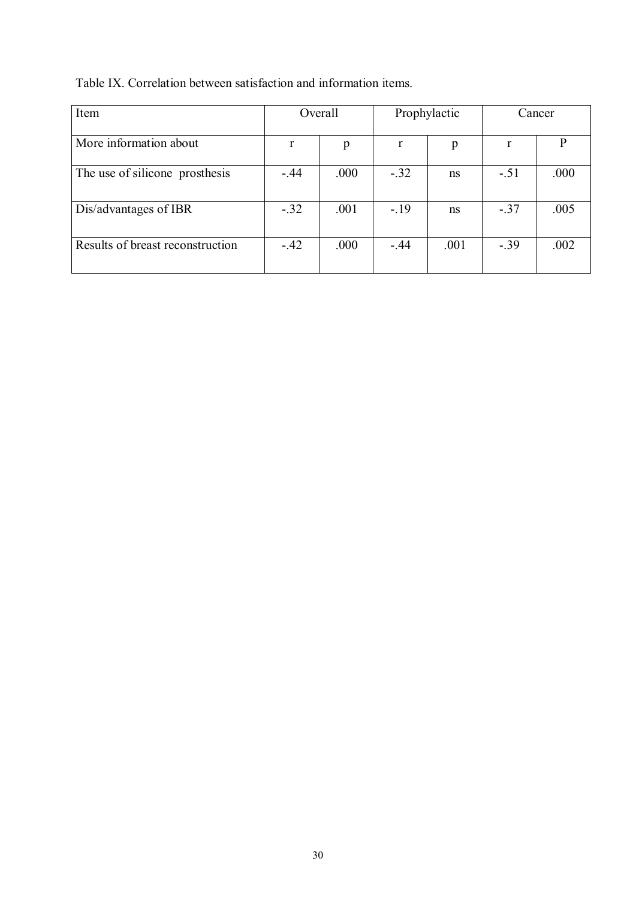Table IX. Correlation between satisfaction and information items.

| Item | Overall | | Prophylactic | | Cancer | |
|---|---|---|---|---|---|---|
| More information about | r | p | r | p | r | P |
| The use of silicone prosthesis | -.44 | .000 | -.32 | ns | -.51 | .000 |
| Dis/advantages of IBR | -.32 | .001 | -.19 | ns | -.37 | .005 |
| Results of breast reconstruction | -.42 | .000 | -.44 | .001 | -.39 | .002 |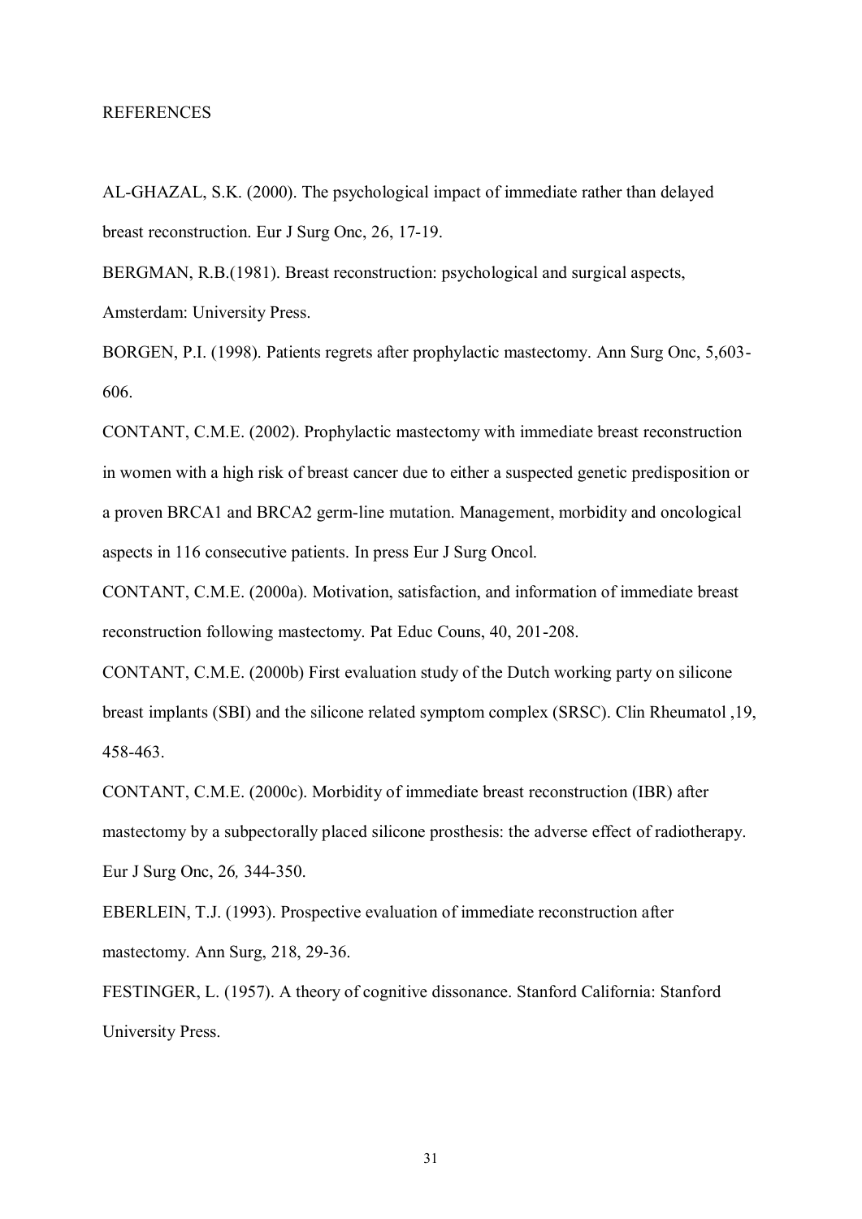# REFERENCES

AL-GHAZAL, S.K. (2000). The psychological impact of immediate rather than delayed breast reconstruction. Eur J Surg Onc, 26, 17-19.

BERGMAN, R.B.(1981). Breast reconstruction: psychological and surgical aspects, Amsterdam: University Press.

BORGEN, P.I. (1998). Patients regrets after prophylactic mastectomy. Ann Surg Onc, 5,603-606.

CONTANT, C.M.E. (2002). Prophylactic mastectomy with immediate breast reconstruction in women with a high risk of breast cancer due to either a suspected genetic predisposition or a proven BRCA1 and BRCA2 germ-line mutation. Management, morbidity and oncological aspects in 116 consecutive patients. In press Eur J Surg Oncol.

CONTANT, C.M.E. (2000a). Motivation, satisfaction, and information of immediate breast reconstruction following mastectomy. Pat Educ Couns, 40, 201-208.

CONTANT, C.M.E. (2000b) First evaluation study of the Dutch working party on silicone breast implants (SBI) and the silicone related symptom complex (SRSC). Clin Rheumatol ,19, 458-463.

CONTANT, C.M.E. (2000c). Morbidity of immediate breast reconstruction (IBR) after mastectomy by a subpectorally placed silicone prosthesis: the adverse effect of radiotherapy. Eur J Surg Onc, 26*,* 344-350.

EBERLEIN, T.J. (1993). Prospective evaluation of immediate reconstruction after mastectomy. Ann Surg, 218, 29-36.

FESTINGER, L. (1957). A theory of cognitive dissonance. Stanford California: Stanford University Press.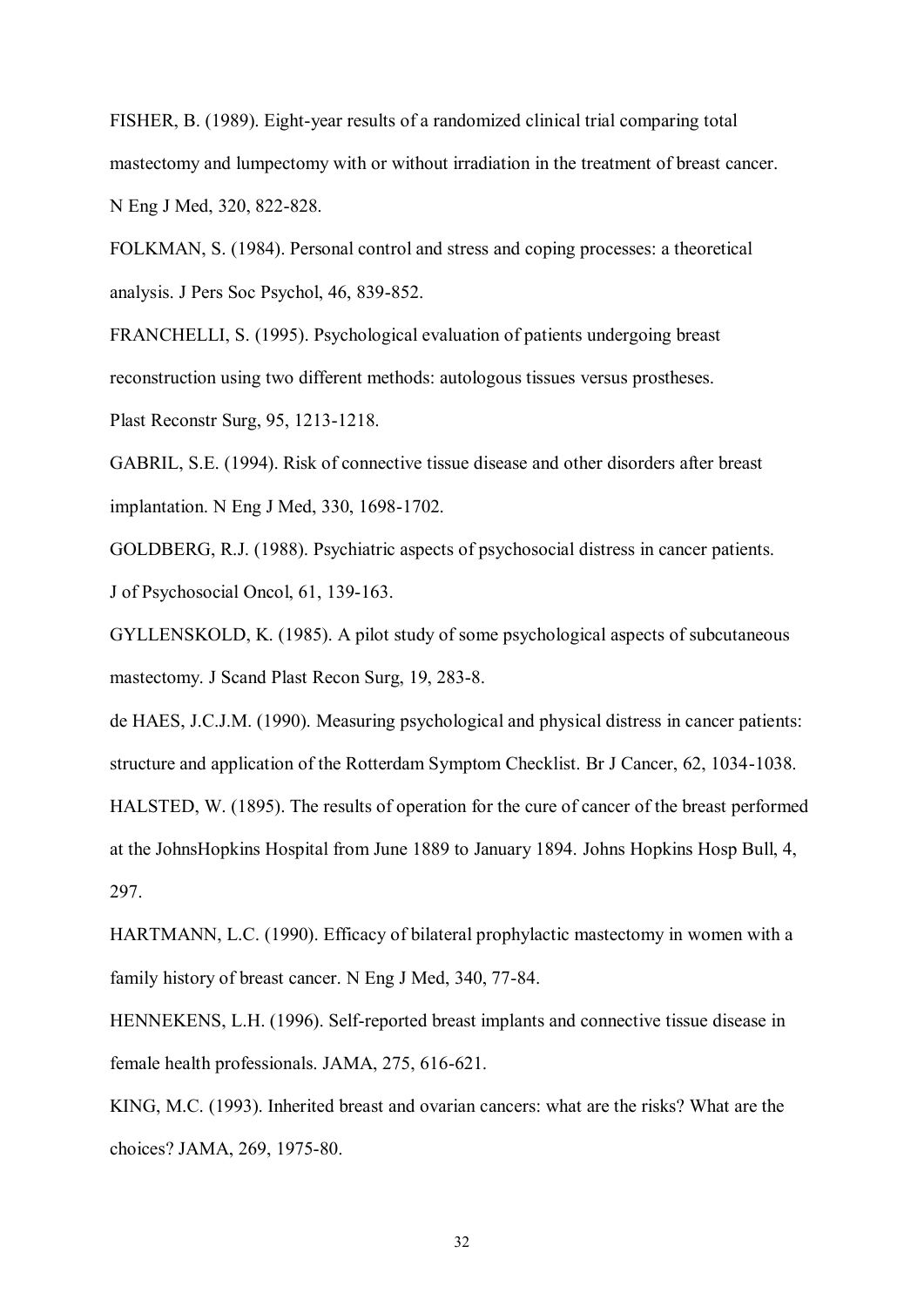FISHER, B. (1989). Eight-year results of a randomized clinical trial comparing total mastectomy and lumpectomy with or without irradiation in the treatment of breast cancer. N Eng J Med, 320, 822-828.

FOLKMAN, S. (1984). Personal control and stress and coping processes: a theoretical analysis. J Pers Soc Psychol, 46, 839-852.

FRANCHELLI, S. (1995). Psychological evaluation of patients undergoing breast reconstruction using two different methods: autologous tissues versus prostheses. Plast Reconstr Surg, 95, 1213-1218.

GABRIL, S.E. (1994). Risk of connective tissue disease and other disorders after breast implantation. N Eng J Med, 330, 1698-1702.

GOLDBERG, R.J. (1988). Psychiatric aspects of psychosocial distress in cancer patients. J of Psychosocial Oncol, 61, 139-163.

GYLLENSKOLD, K. (1985). A pilot study of some psychological aspects of subcutaneous mastectomy. J Scand Plast Recon Surg, 19, 283-8.

de HAES, J.C.J.M. (1990). Measuring psychological and physical distress in cancer patients: structure and application of the Rotterdam Symptom Checklist. Br J Cancer, 62, 1034-1038.

HALSTED, W. (1895). The results of operation for the cure of cancer of the breast performed at the JohnsHopkins Hospital from June 1889 to January 1894. Johns Hopkins Hosp Bull, 4, 297.

HARTMANN, L.C. (1990). Efficacy of bilateral prophylactic mastectomy in women with a family history of breast cancer. N Eng J Med, 340, 77-84.

HENNEKENS, L.H. (1996). Self-reported breast implants and connective tissue disease in female health professionals. JAMA, 275, 616-621.

KING, M.C. (1993). Inherited breast and ovarian cancers: what are the risks? What are the choices? JAMA, 269, 1975-80.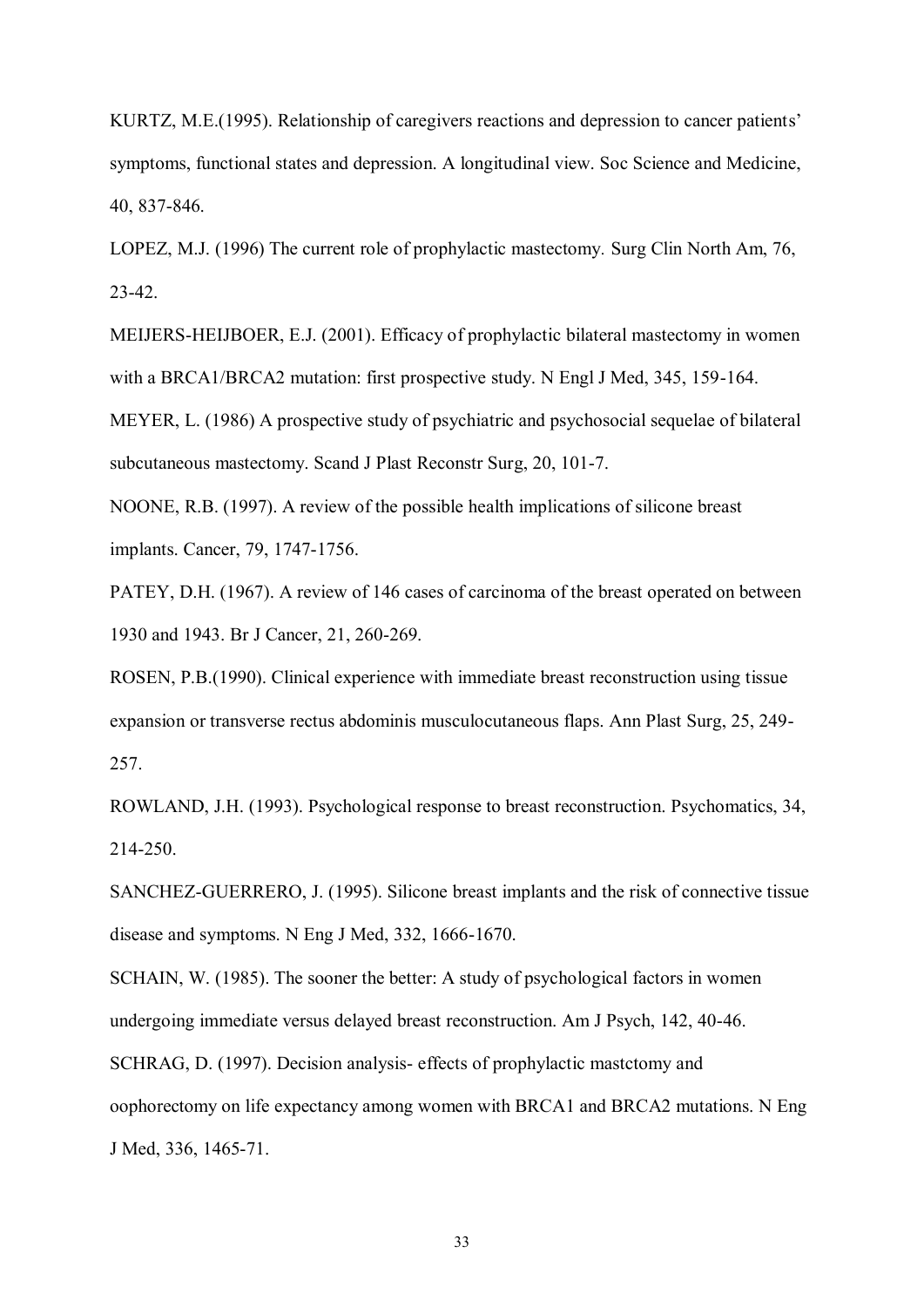KURTZ, M.E.(1995). Relationship of caregivers reactions and depression to cancer patients' symptoms, functional states and depression. A longitudinal view. Soc Science and Medicine, 40, 837-846.

LOPEZ, M.J. (1996) The current role of prophylactic mastectomy. Surg Clin North Am, 76, 23-42.

MEIJERS-HEIJBOER, E.J. (2001). Efficacy of prophylactic bilateral mastectomy in women with a BRCA1/BRCA2 mutation: first prospective study. N Engl J Med, 345, 159-164.

MEYER, L. (1986) A prospective study of psychiatric and psychosocial sequelae of bilateral subcutaneous mastectomy. Scand J Plast Reconstr Surg, 20, 101-7.

NOONE, R.B. (1997). A review of the possible health implications of silicone breast implants. Cancer, 79, 1747-1756.

PATEY, D.H. (1967). A review of 146 cases of carcinoma of the breast operated on between 1930 and 1943. Br J Cancer, 21, 260-269.

ROSEN, P.B.(1990). Clinical experience with immediate breast reconstruction using tissue expansion or transverse rectus abdominis musculocutaneous flaps. Ann Plast Surg, 25, 249-257.

ROWLAND, J.H. (1993). Psychological response to breast reconstruction. Psychomatics, 34, 214-250.

SANCHEZ-GUERRERO, J. (1995). Silicone breast implants and the risk of connective tissue disease and symptoms. N Eng J Med, 332, 1666-1670.

SCHAIN, W. (1985). The sooner the better: A study of psychological factors in women undergoing immediate versus delayed breast reconstruction. Am J Psych, 142, 40-46.

SCHRAG, D. (1997). Decision analysis- effects of prophylactic mastctomy and oophorectomy on life expectancy among women with BRCA1 and BRCA2 mutations. N Eng J Med, 336, 1465-71.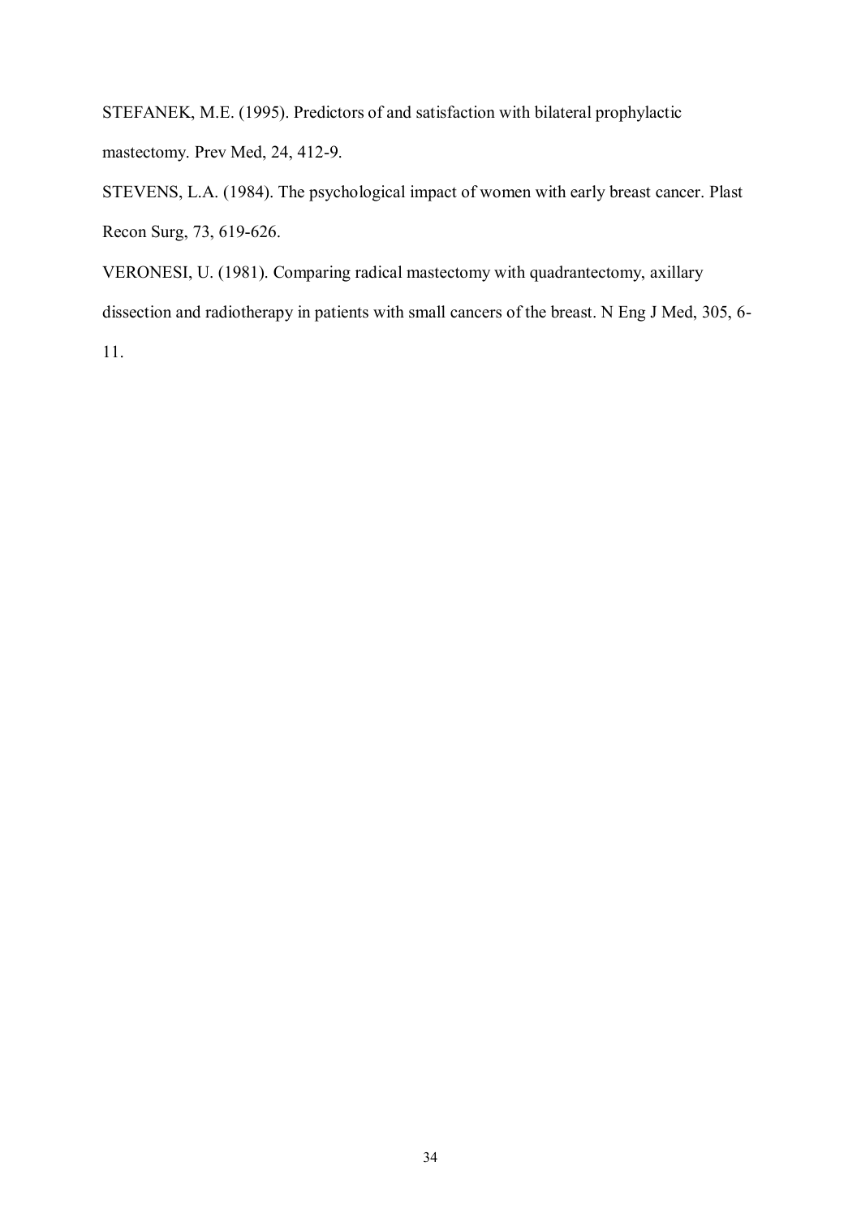STEFANEK, M.E. (1995). Predictors of and satisfaction with bilateral prophylactic mastectomy. Prev Med, 24, 412-9.

STEVENS, L.A. (1984). The psychological impact of women with early breast cancer. Plast Recon Surg, 73, 619-626.

VERONESI, U. (1981). Comparing radical mastectomy with quadrantectomy, axillary dissection and radiotherapy in patients with small cancers of the breast. N Eng J Med, 305, 6-11.